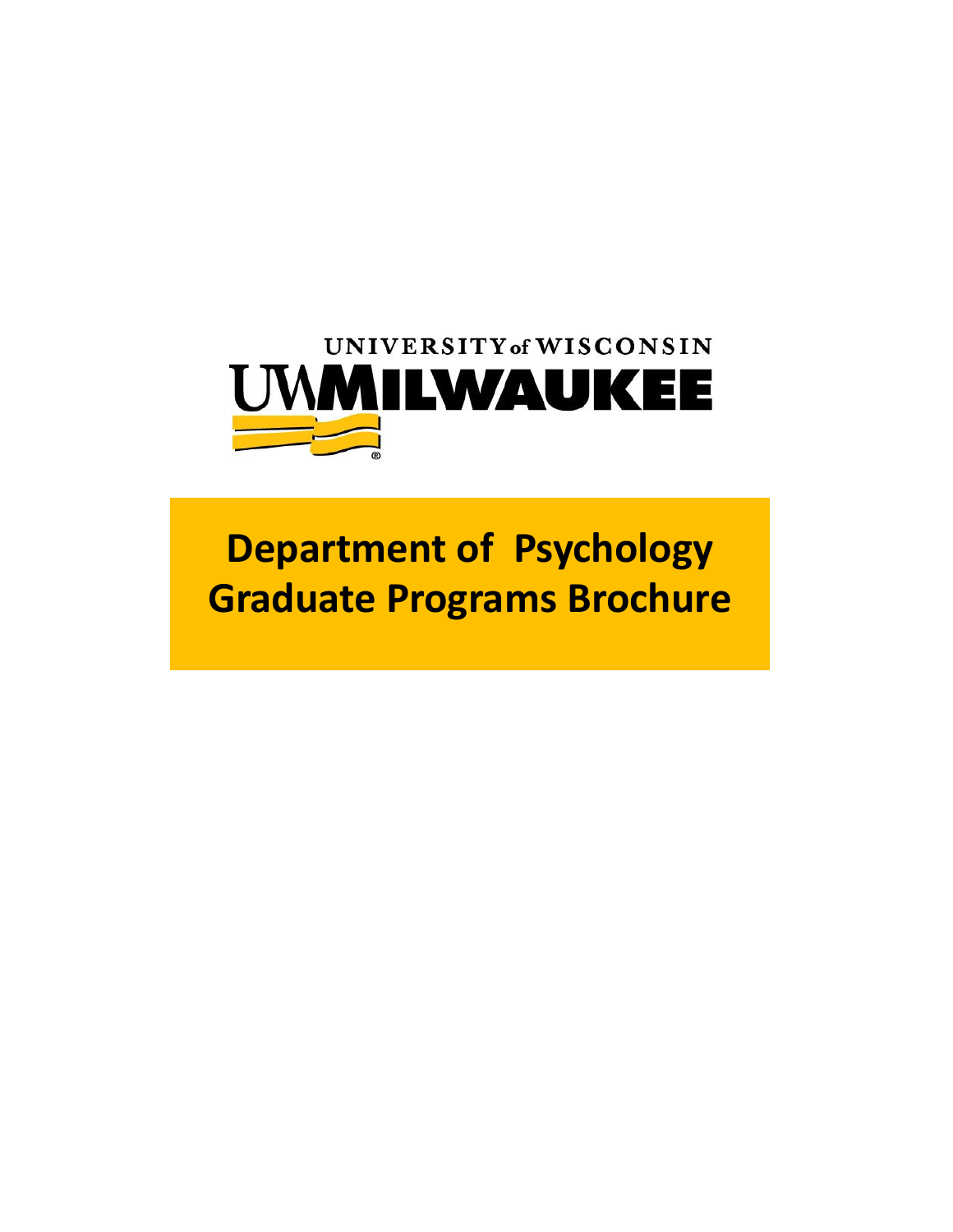UNIVERSITY of WISCONSIN
UWMILWAUKEE

# Department of Psychology Graduate Programs Brochure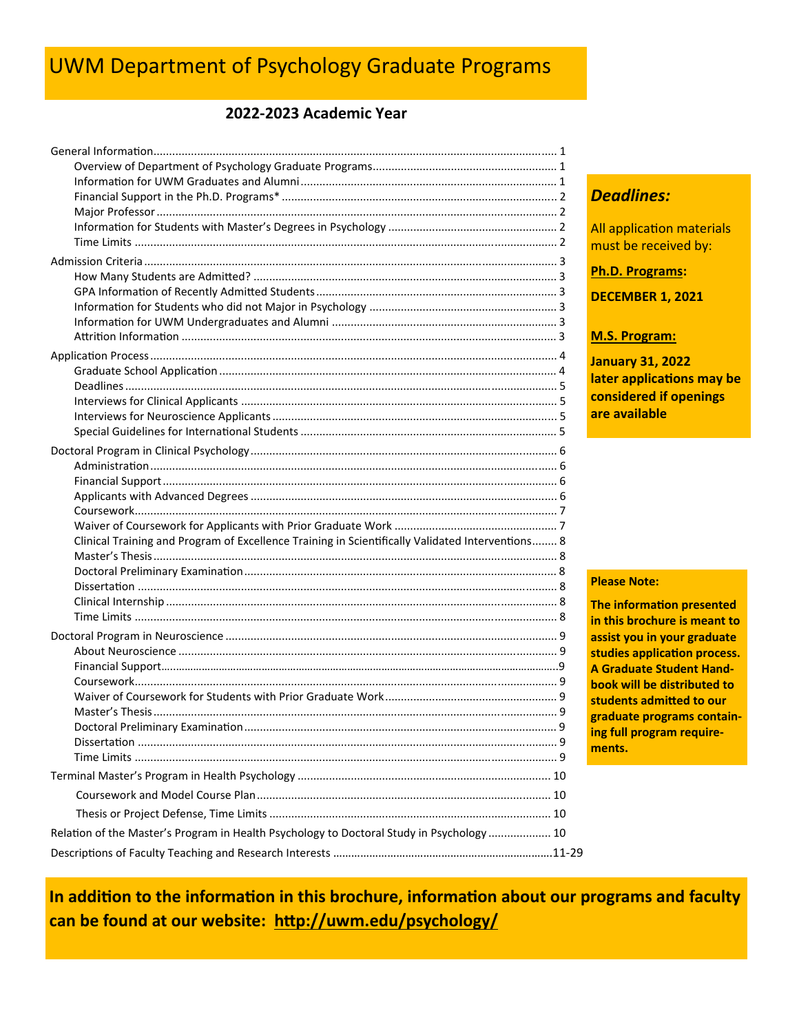# UWM Department of Psychology Graduate Programs

## 2022-2023 Academic Year

- General Information ... 1
  - Overview of Department of Psychology Graduate Programs ... 1
  - Information for UWM Graduates and Alumni ... 1
  - Financial Support in the Ph.D. Programs* ... 2
  - Major Professor ... 2
  - Information for Students with Master's Degrees in Psychology ... 2
  - Time Limits ... 2
- Admission Criteria ... 3
  - How Many Students are Admitted? ... 3
  - GPA Information of Recently Admitted Students ... 3
  - Information for Students who did not Major in Psychology ... 3
  - Information for UWM Undergraduates and Alumni ... 3
  - Attrition Information ... 3
- Application Process ... 4
  - Graduate School Application ... 4
  - Deadlines ... 5
  - Interviews for Clinical Applicants ... 5
  - Interviews for Neuroscience Applicants ... 5
  - Special Guidelines for International Students ... 5
- Doctoral Program in Clinical Psychology ... 6
  - Administration ... 6
  - Financial Support ... 6
  - Applicants with Advanced Degrees ... 6
  - Coursework ... 7
  - Waiver of Coursework for Applicants with Prior Graduate Work ... 7
  - Clinical Training and Program of Excellence Training in Scientifically Validated Interventions ... 8
  - Master's Thesis ... 8
  - Doctoral Preliminary Examination ... 8
  - Dissertation ... 8
  - Clinical Internship ... 8
  - Time Limits ... 8
- Doctoral Program in Neuroscience ... 9
  - About Neuroscience ... 9
  - Financial Support ... 9
  - Coursework ... 9
  - Waiver of Coursework for Students with Prior Graduate Work ... 9
  - Master's Thesis ... 9
  - Doctoral Preliminary Examination ... 9
  - Dissertation ... 9
  - Time Limits ... 9
- Terminal Master's Program in Health Psychology ... 10
  - Coursework and Model Course Plan ... 10
  - Thesis or Project Defense, Time Limits ... 10
- Relation of the Master's Program in Health Psychology to Doctoral Study in Psychology ... 10
- Descriptions of Faculty Teaching and Research Interests ... 11-29

### *Deadlines:*

All application materials must be received by:

**Ph.D. Programs:**

**DECEMBER 1, 2021**

**M.S. Program:**

**January 31, 2022**
**later applications may be considered if openings are available**

**Please Note:**

**The information presented in this brochure is meant to assist you in your graduate studies application process. A Graduate Student Handbook will be distributed to students admitted to our graduate programs containing full program requirements.**

**In addition to the information in this brochure, information about our programs and faculty can be found at our website: http://uwm.edu/psychology/**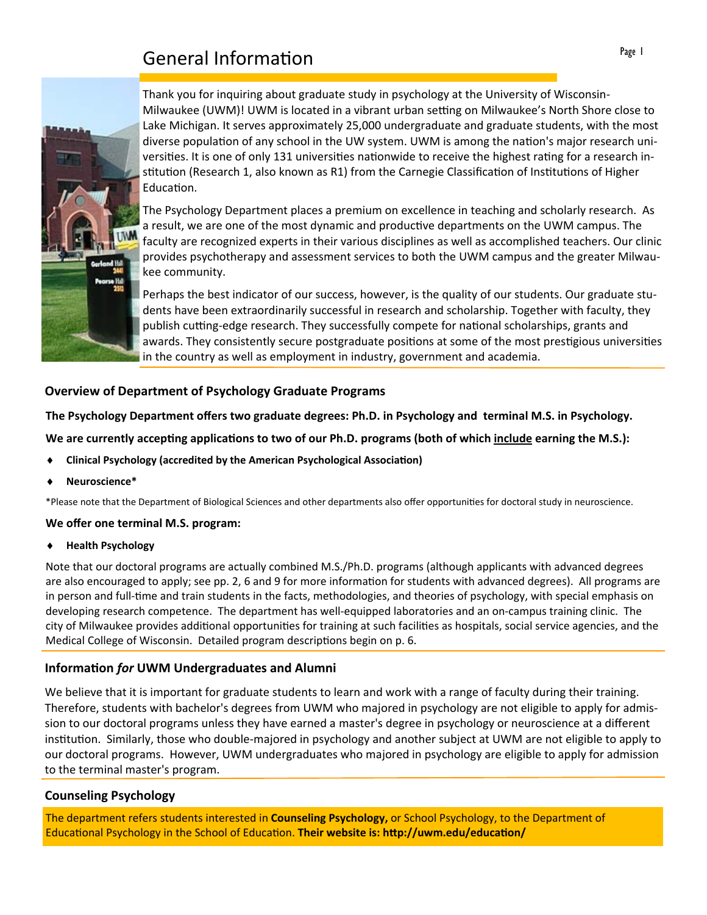# General Information

Thank you for inquiring about graduate study in psychology at the University of Wisconsin-Milwaukee (UWM)! UWM is located in a vibrant urban setting on Milwaukee's North Shore close to Lake Michigan. It serves approximately 25,000 undergraduate and graduate students, with the most diverse population of any school in the UW system. UWM is among the nation's major research universities. It is one of only 131 universities nationwide to receive the highest rating for a research institution (Research 1, also known as R1) from the Carnegie Classification of Institutions of Higher Education.

The Psychology Department places a premium on excellence in teaching and scholarly research. As a result, we are one of the most dynamic and productive departments on the UWM campus. The faculty are recognized experts in their various disciplines as well as accomplished teachers. Our clinic provides psychotherapy and assessment services to both the UWM campus and the greater Milwaukee community.

Perhaps the best indicator of our success, however, is the quality of our students. Our graduate students have been extraordinarily successful in research and scholarship. Together with faculty, they publish cutting-edge research. They successfully compete for national scholarships, grants and awards. They consistently secure postgraduate positions at some of the most prestigious universities in the country as well as employment in industry, government and academia.

## Overview of Department of Psychology Graduate Programs

**The Psychology Department offers two graduate degrees: Ph.D. in Psychology and terminal M.S. in Psychology.**

**We are currently accepting applications to two of our Ph.D. programs (both of which <u>include</u> earning the M.S.):**

- **Clinical Psychology (accredited by the American Psychological Association)**
- **Neuroscience***

*Please note that the Department of Biological Sciences and other departments also offer opportunities for doctoral study in neuroscience.

**We offer one terminal M.S. program:**

- **Health Psychology**

Note that our doctoral programs are actually combined M.S./Ph.D. programs (although applicants with advanced degrees are also encouraged to apply; see pp. 2, 6 and 9 for more information for students with advanced degrees). All programs are in person and full-time and train students in the facts, methodologies, and theories of psychology, with special emphasis on developing research competence. The department has well-equipped laboratories and an on-campus training clinic. The city of Milwaukee provides additional opportunities for training at such facilities as hospitals, social service agencies, and the Medical College of Wisconsin. Detailed program descriptions begin on p. 6.

## Information *for* UWM Undergraduates and Alumni

We believe that it is important for graduate students to learn and work with a range of faculty during their training. Therefore, students with bachelor's degrees from UWM who majored in psychology are not eligible to apply for admission to our doctoral programs unless they have earned a master's degree in psychology or neuroscience at a different institution. Similarly, those who double-majored in psychology and another subject at UWM are not eligible to apply to our doctoral programs. However, UWM undergraduates who majored in psychology are eligible to apply for admission to the terminal master's program.

## Counseling Psychology

The department refers students interested in **Counseling Psychology,** or School Psychology, to the Department of Educational Psychology in the School of Education. **Their website is: http://uwm.edu/education/**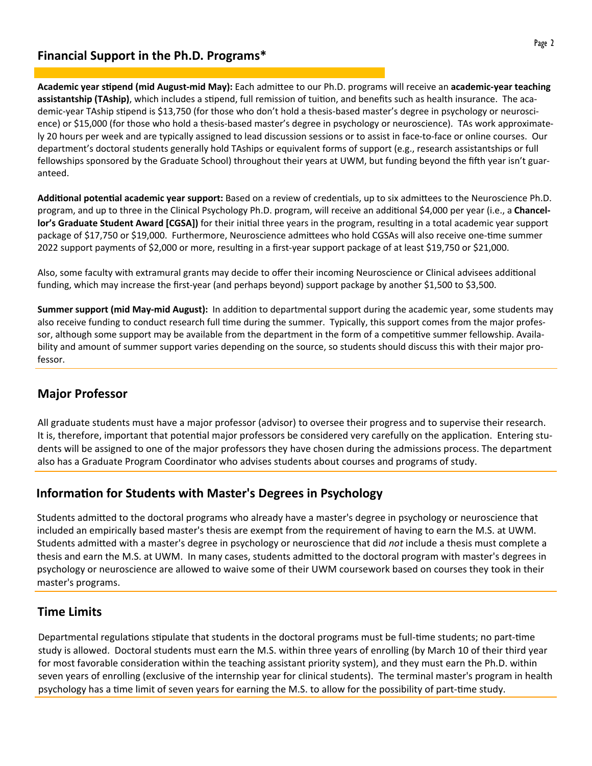## Financial Support in the Ph.D. Programs*

**Academic year stipend (mid August-mid May):** Each admittee to our Ph.D. programs will receive an **academic-year teaching assistantship (TAship)**, which includes a stipend, full remission of tuition, and benefits such as health insurance. The academic-year TAship stipend is $13,750 (for those who don't hold a thesis-based master's degree in psychology or neuroscience) or $15,000 (for those who hold a thesis-based master's degree in psychology or neuroscience). TAs work approximately 20 hours per week and are typically assigned to lead discussion sessions or to assist in face-to-face or online courses. Our department's doctoral students generally hold TAships or equivalent forms of support (e.g., research assistantships or full fellowships sponsored by the Graduate School) throughout their years at UWM, but funding beyond the fifth year isn't guaranteed.

**Additional potential academic year support:** Based on a review of credentials, up to six admittees to the Neuroscience Ph.D. program, and up to three in the Clinical Psychology Ph.D. program, will receive an additional $4,000 per year (i.e., a **Chancellor's Graduate Student Award [CGSA])** for their initial three years in the program, resulting in a total academic year support package of $17,750 or $19,000. Furthermore, Neuroscience admittees who hold CGSAs will also receive one-time summer 2022 support payments of $2,000 or more, resulting in a first-year support package of at least $19,750 or $21,000.

Also, some faculty with extramural grants may decide to offer their incoming Neuroscience or Clinical advisees additional funding, which may increase the first-year (and perhaps beyond) support package by another $1,500 to $3,500.

**Summer support (mid May-mid August):** In addition to departmental support during the academic year, some students may also receive funding to conduct research full time during the summer. Typically, this support comes from the major professor, although some support may be available from the department in the form of a competitive summer fellowship. Availability and amount of summer support varies depending on the source, so students should discuss this with their major professor.

## Major Professor

All graduate students must have a major professor (advisor) to oversee their progress and to supervise their research. It is, therefore, important that potential major professors be considered very carefully on the application. Entering students will be assigned to one of the major professors they have chosen during the admissions process. The department also has a Graduate Program Coordinator who advises students about courses and programs of study.

## Information for Students with Master's Degrees in Psychology

Students admitted to the doctoral programs who already have a master's degree in psychology or neuroscience that included an empirically based master's thesis are exempt from the requirement of having to earn the M.S. at UWM. Students admitted with a master's degree in psychology or neuroscience that did *not* include a thesis must complete a thesis and earn the M.S. at UWM. In many cases, students admitted to the doctoral program with master's degrees in psychology or neuroscience are allowed to waive some of their UWM coursework based on courses they took in their master's programs.

## Time Limits

Departmental regulations stipulate that students in the doctoral programs must be full-time students; no part-time study is allowed. Doctoral students must earn the M.S. within three years of enrolling (by March 10 of their third year for most favorable consideration within the teaching assistant priority system), and they must earn the Ph.D. within seven years of enrolling (exclusive of the internship year for clinical students). The terminal master's program in health psychology has a time limit of seven years for earning the M.S. to allow for the possibility of part-time study.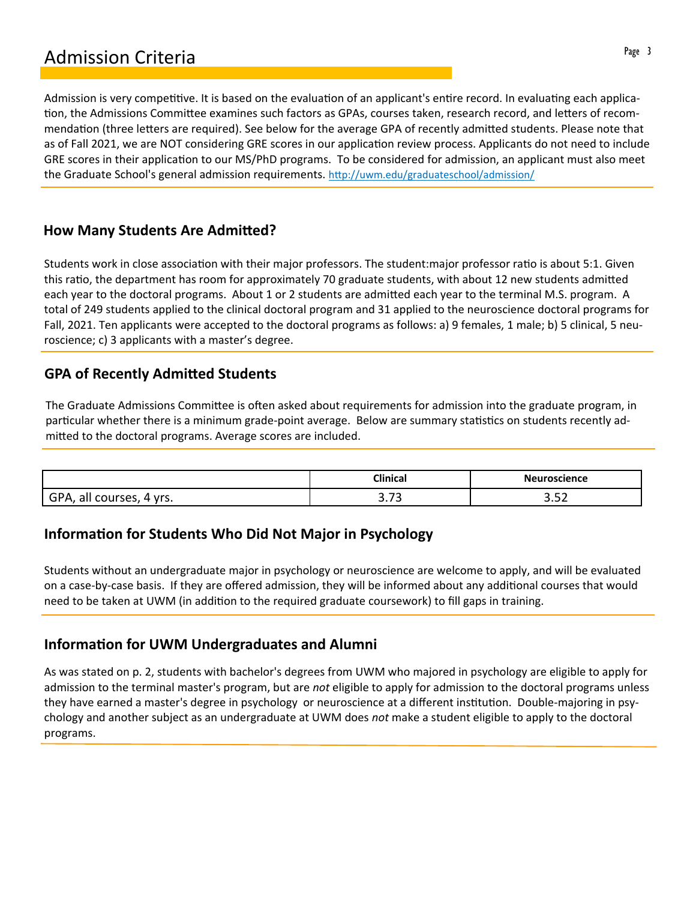# Admission Criteria

Admission is very competitive. It is based on the evaluation of an applicant's entire record. In evaluating each application, the Admissions Committee examines such factors as GPAs, courses taken, research record, and letters of recommendation (three letters are required). See below for the average GPA of recently admitted students. Please note that as of Fall 2021, we are NOT considering GRE scores in our application review process. Applicants do not need to include GRE scores in their application to our MS/PhD programs. To be considered for admission, an applicant must also meet the Graduate School's general admission requirements. http://uwm.edu/graduateschool/admission/

## How Many Students Are Admitted?

Students work in close association with their major professors. The student:major professor ratio is about 5:1. Given this ratio, the department has room for approximately 70 graduate students, with about 12 new students admitted each year to the doctoral programs. About 1 or 2 students are admitted each year to the terminal M.S. program. A total of 249 students applied to the clinical doctoral program and 31 applied to the neuroscience doctoral programs for Fall, 2021. Ten applicants were accepted to the doctoral programs as follows: a) 9 females, 1 male; b) 5 clinical, 5 neuroscience; c) 3 applicants with a master's degree.

## GPA of Recently Admitted Students

The Graduate Admissions Committee is often asked about requirements for admission into the graduate program, in particular whether there is a minimum grade-point average. Below are summary statistics on students recently admitted to the doctoral programs. Average scores are included.

| | Clinical | Neuroscience |
|---|---|---|
| GPA, all courses, 4 yrs. | 3.73 | 3.52 |

## Information for Students Who Did Not Major in Psychology

Students without an undergraduate major in psychology or neuroscience are welcome to apply, and will be evaluated on a case-by-case basis. If they are offered admission, they will be informed about any additional courses that would need to be taken at UWM (in addition to the required graduate coursework) to fill gaps in training.

## Information for UWM Undergraduates and Alumni

As was stated on p. 2, students with bachelor's degrees from UWM who majored in psychology are eligible to apply for admission to the terminal master's program, but are *not* eligible to apply for admission to the doctoral programs unless they have earned a master's degree in psychology or neuroscience at a different institution. Double-majoring in psychology and another subject as an undergraduate at UWM does *not* make a student eligible to apply to the doctoral programs.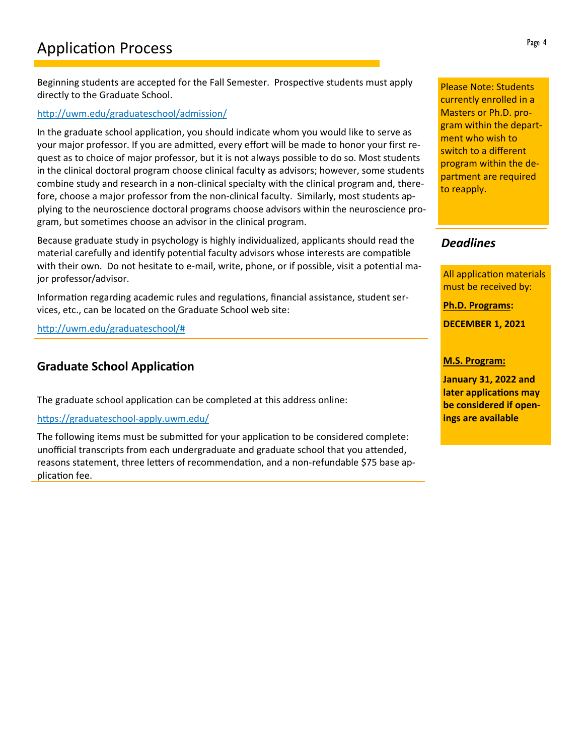# Application Process

Beginning students are accepted for the Fall Semester. Prospective students must apply directly to the Graduate School.

http://uwm.edu/graduateschool/admission/

In the graduate school application, you should indicate whom you would like to serve as your major professor. If you are admitted, every effort will be made to honor your first request as to choice of major professor, but it is not always possible to do so. Most students in the clinical doctoral program choose clinical faculty as advisors; however, some students combine study and research in a non-clinical specialty with the clinical program and, therefore, choose a major professor from the non-clinical faculty. Similarly, most students applying to the neuroscience doctoral programs choose advisors within the neuroscience program, but sometimes choose an advisor in the clinical program.

Because graduate study in psychology is highly individualized, applicants should read the material carefully and identify potential faculty advisors whose interests are compatible with their own. Do not hesitate to e-mail, write, phone, or if possible, visit a potential major professor/advisor.

Information regarding academic rules and regulations, financial assistance, student services, etc., can be located on the Graduate School web site:

http://uwm.edu/graduateschool/#

## Graduate School Application

The graduate school application can be completed at this address online:

https://graduateschool-apply.uwm.edu/

The following items must be submitted for your application to be considered complete: unofficial transcripts from each undergraduate and graduate school that you attended, reasons statement, three letters of recommendation, and a non-refundable $75 base application fee.

Please Note: Students currently enrolled in a Masters or Ph.D. program within the department who wish to switch to a different program within the department are required to reapply.

## *Deadlines*

All application materials must be received by:

**Ph.D. Programs:**

**DECEMBER 1, 2021**

**M.S. Program:**

**January 31, 2022 and later applications may be considered if openings are available**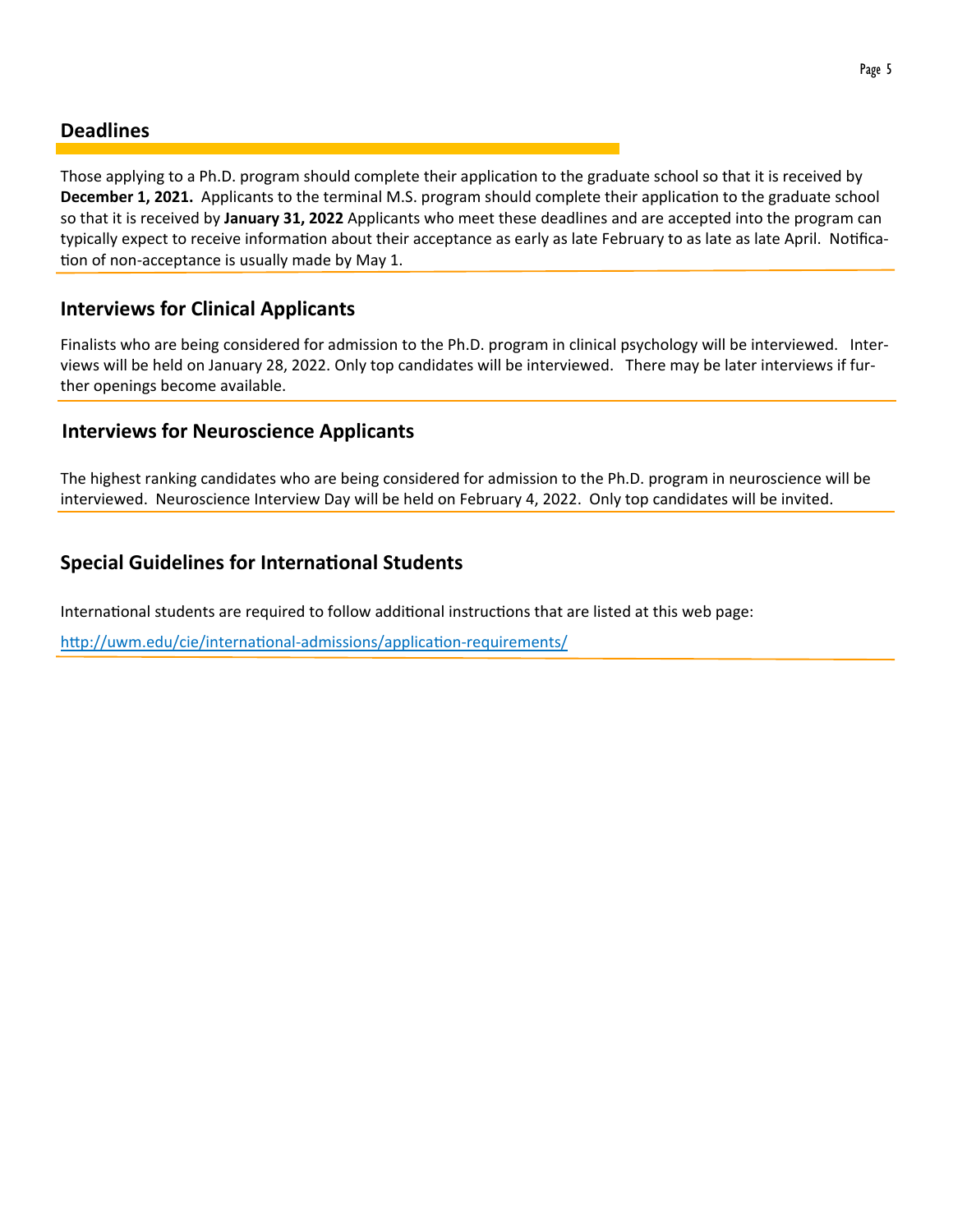## Deadlines

Those applying to a Ph.D. program should complete their application to the graduate school so that it is received by **December 1, 2021.** Applicants to the terminal M.S. program should complete their application to the graduate school so that it is received by **January 31, 2022** Applicants who meet these deadlines and are accepted into the program can typically expect to receive information about their acceptance as early as late February to as late as late April. Notification of non-acceptance is usually made by May 1.

## Interviews for Clinical Applicants

Finalists who are being considered for admission to the Ph.D. program in clinical psychology will be interviewed. Interviews will be held on January 28, 2022. Only top candidates will be interviewed. There may be later interviews if further openings become available.

## Interviews for Neuroscience Applicants

The highest ranking candidates who are being considered for admission to the Ph.D. program in neuroscience will be interviewed. Neuroscience Interview Day will be held on February 4, 2022. Only top candidates will be invited.

## Special Guidelines for International Students

International students are required to follow additional instructions that are listed at this web page:

http://uwm.edu/cie/international-admissions/application-requirements/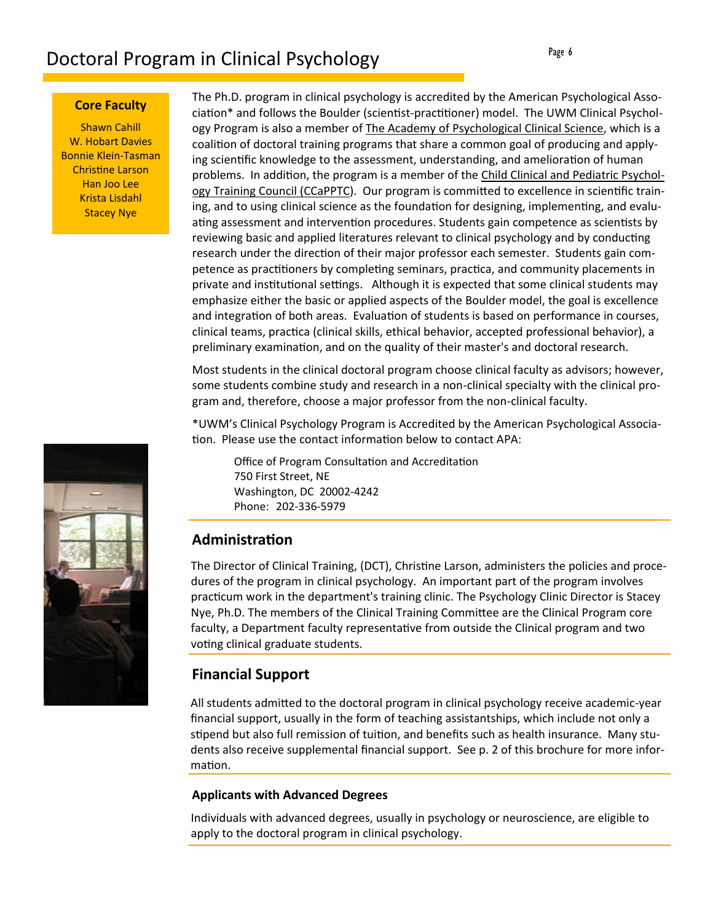# Doctoral Program in Clinical Psychology

**Core Faculty**

Shawn Cahill
W. Hobart Davies
Bonnie Klein-Tasman
Christine Larson
Han Joo Lee
Krista Lisdahl
Stacey Nye

The Ph.D. program in clinical psychology is accredited by the American Psychological Association* and follows the Boulder (scientist-practitioner) model. The UWM Clinical Psychology Program is also a member of The Academy of Psychological Clinical Science, which is a coalition of doctoral training programs that share a common goal of producing and applying scientific knowledge to the assessment, understanding, and amelioration of human problems. In addition, the program is a member of the Child Clinical and Pediatric Psychology Training Council (CCaPPTC). Our program is committed to excellence in scientific training, and to using clinical science as the foundation for designing, implementing, and evaluating assessment and intervention procedures. Students gain competence as scientists by reviewing basic and applied literatures relevant to clinical psychology and by conducting research under the direction of their major professor each semester. Students gain competence as practitioners by completing seminars, practica, and community placements in private and institutional settings. Although it is expected that some clinical students may emphasize either the basic or applied aspects of the Boulder model, the goal is excellence and integration of both areas. Evaluation of students is based on performance in courses, clinical teams, practica (clinical skills, ethical behavior, accepted professional behavior), a preliminary examination, and on the quality of their master's and doctoral research.

Most students in the clinical doctoral program choose clinical faculty as advisors; however, some students combine study and research in a non-clinical specialty with the clinical program and, therefore, choose a major professor from the non-clinical faculty.

*UWM's Clinical Psychology Program is Accredited by the American Psychological Association. Please use the contact information below to contact APA:

Office of Program Consultation and Accreditation
750 First Street, NE
Washington, DC 20002-4242
Phone: 202-336-5979

## Administration

The Director of Clinical Training, (DCT), Christine Larson, administers the policies and procedures of the program in clinical psychology. An important part of the program involves practicum work in the department's training clinic. The Psychology Clinic Director is Stacey Nye, Ph.D. The members of the Clinical Training Committee are the Clinical Program core faculty, a Department faculty representative from outside the Clinical program and two voting clinical graduate students.

## Financial Support

All students admitted to the doctoral program in clinical psychology receive academic-year financial support, usually in the form of teaching assistantships, which include not only a stipend but also full remission of tuition, and benefits such as health insurance. Many students also receive supplemental financial support. See p. 2 of this brochure for more information.

### Applicants with Advanced Degrees

Individuals with advanced degrees, usually in psychology or neuroscience, are eligible to apply to the doctoral program in clinical psychology.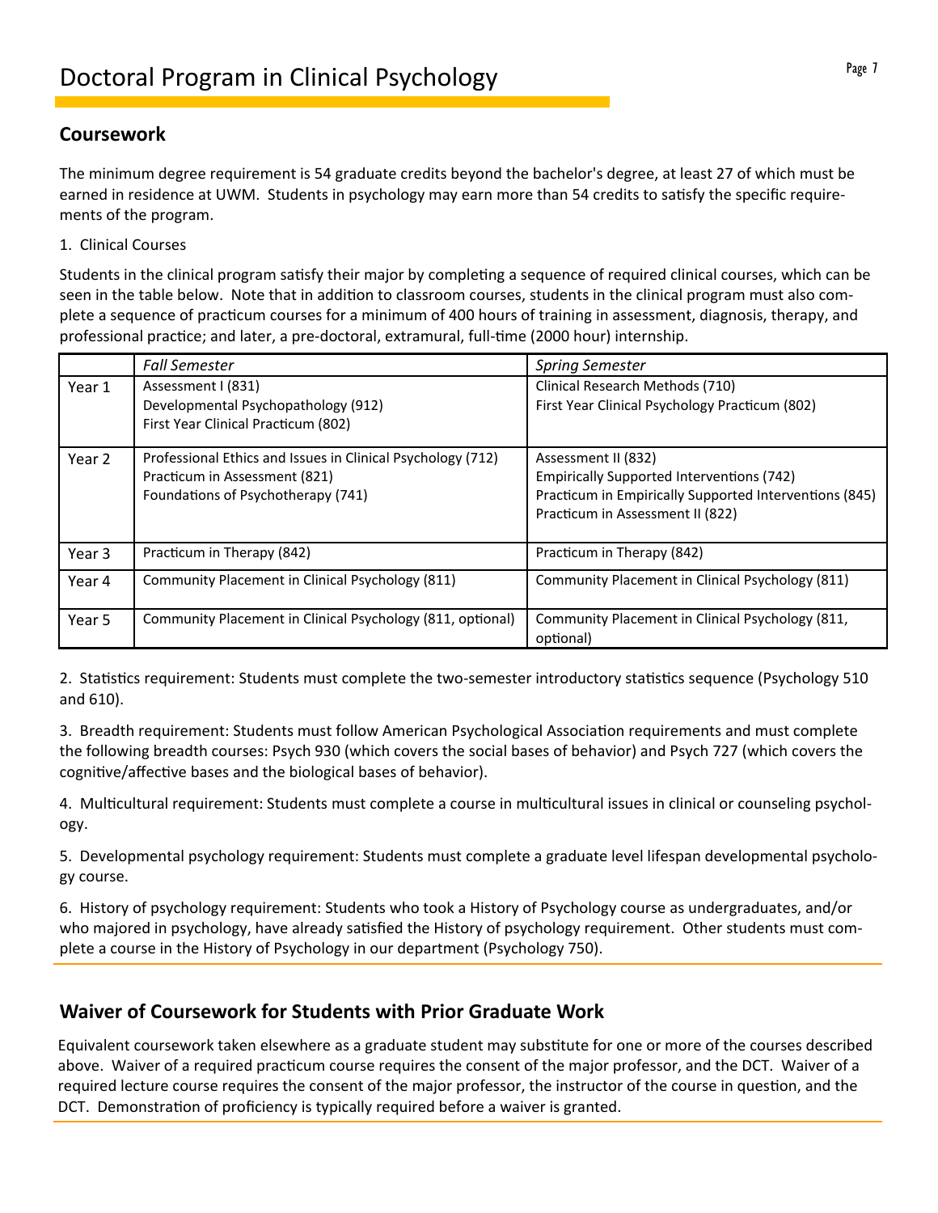# Doctoral Program in Clinical Psychology

## Coursework

The minimum degree requirement is 54 graduate credits beyond the bachelor's degree, at least 27 of which must be earned in residence at UWM. Students in psychology may earn more than 54 credits to satisfy the specific requirements of the program.

1. Clinical Courses

Students in the clinical program satisfy their major by completing a sequence of required clinical courses, which can be seen in the table below. Note that in addition to classroom courses, students in the clinical program must also complete a sequence of practicum courses for a minimum of 400 hours of training in assessment, diagnosis, therapy, and professional practice; and later, a pre-doctoral, extramural, full-time (2000 hour) internship.

| | *Fall Semester* | *Spring Semester* |
|---|---|---|
| Year 1 | Assessment I (831)<br>Developmental Psychopathology (912)<br>First Year Clinical Practicum (802) | Clinical Research Methods (710)<br>First Year Clinical Psychology Practicum (802) |
| Year 2 | Professional Ethics and Issues in Clinical Psychology (712)<br>Practicum in Assessment (821)<br>Foundations of Psychotherapy (741) | Assessment II (832)<br>Empirically Supported Interventions (742)<br>Practicum in Empirically Supported Interventions (845)<br>Practicum in Assessment II (822) |
| Year 3 | Practicum in Therapy (842) | Practicum in Therapy (842) |
| Year 4 | Community Placement in Clinical Psychology (811) | Community Placement in Clinical Psychology (811) |
| Year 5 | Community Placement in Clinical Psychology (811, optional) | Community Placement in Clinical Psychology (811, optional) |

2. Statistics requirement: Students must complete the two-semester introductory statistics sequence (Psychology 510 and 610).

3. Breadth requirement: Students must follow American Psychological Association requirements and must complete the following breadth courses: Psych 930 (which covers the social bases of behavior) and Psych 727 (which covers the cognitive/affective bases and the biological bases of behavior).

4. Multicultural requirement: Students must complete a course in multicultural issues in clinical or counseling psychology.

5. Developmental psychology requirement: Students must complete a graduate level lifespan developmental psychology course.

6. History of psychology requirement: Students who took a History of Psychology course as undergraduates, and/or who majored in psychology, have already satisfied the History of psychology requirement. Other students must complete a course in the History of Psychology in our department (Psychology 750).

## Waiver of Coursework for Students with Prior Graduate Work

Equivalent coursework taken elsewhere as a graduate student may substitute for one or more of the courses described above. Waiver of a required practicum course requires the consent of the major professor, and the DCT. Waiver of a required lecture course requires the consent of the major professor, the instructor of the course in question, and the DCT. Demonstration of proficiency is typically required before a waiver is granted.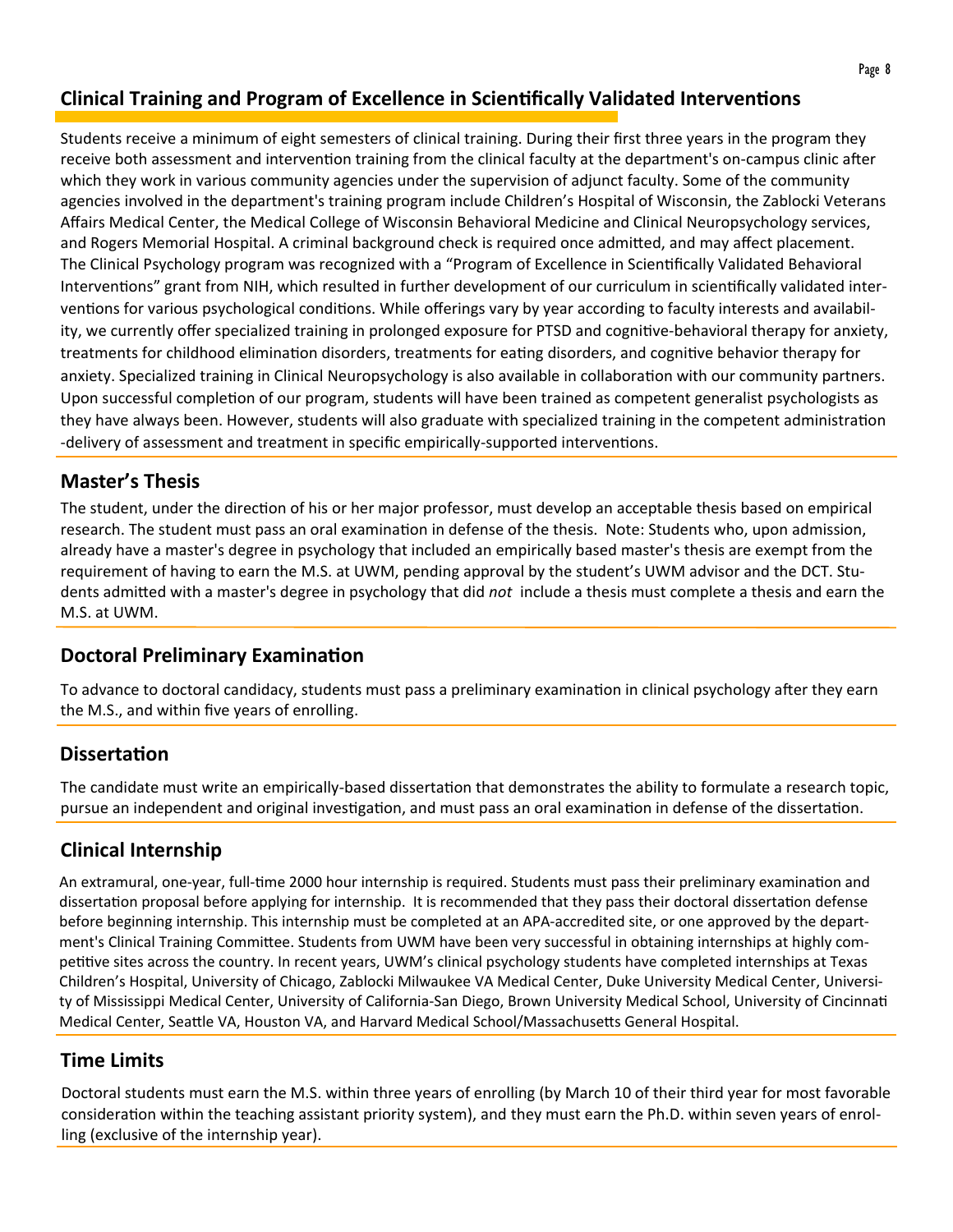## Clinical Training and Program of Excellence in Scientifically Validated Interventions

Students receive a minimum of eight semesters of clinical training. During their first three years in the program they receive both assessment and intervention training from the clinical faculty at the department's on-campus clinic after which they work in various community agencies under the supervision of adjunct faculty. Some of the community agencies involved in the department's training program include Children's Hospital of Wisconsin, the Zablocki Veterans Affairs Medical Center, the Medical College of Wisconsin Behavioral Medicine and Clinical Neuropsychology services, and Rogers Memorial Hospital. A criminal background check is required once admitted, and may affect placement. The Clinical Psychology program was recognized with a "Program of Excellence in Scientifically Validated Behavioral Interventions" grant from NIH, which resulted in further development of our curriculum in scientifically validated interventions for various psychological conditions. While offerings vary by year according to faculty interests and availability, we currently offer specialized training in prolonged exposure for PTSD and cognitive-behavioral therapy for anxiety, treatments for childhood elimination disorders, treatments for eating disorders, and cognitive behavior therapy for anxiety. Specialized training in Clinical Neuropsychology is also available in collaboration with our community partners. Upon successful completion of our program, students will have been trained as competent generalist psychologists as they have always been. However, students will also graduate with specialized training in the competent administration-delivery of assessment and treatment in specific empirically-supported interventions.

## Master's Thesis

The student, under the direction of his or her major professor, must develop an acceptable thesis based on empirical research. The student must pass an oral examination in defense of the thesis. Note: Students who, upon admission, already have a master's degree in psychology that included an empirically based master's thesis are exempt from the requirement of having to earn the M.S. at UWM, pending approval by the student's UWM advisor and the DCT. Students admitted with a master's degree in psychology that did *not* include a thesis must complete a thesis and earn the M.S. at UWM.

## Doctoral Preliminary Examination

To advance to doctoral candidacy, students must pass a preliminary examination in clinical psychology after they earn the M.S., and within five years of enrolling.

## Dissertation

The candidate must write an empirically-based dissertation that demonstrates the ability to formulate a research topic, pursue an independent and original investigation, and must pass an oral examination in defense of the dissertation.

## Clinical Internship

An extramural, one-year, full-time 2000 hour internship is required. Students must pass their preliminary examination and dissertation proposal before applying for internship. It is recommended that they pass their doctoral dissertation defense before beginning internship. This internship must be completed at an APA-accredited site, or one approved by the department's Clinical Training Committee. Students from UWM have been very successful in obtaining internships at highly competitive sites across the country. In recent years, UWM's clinical psychology students have completed internships at Texas Children's Hospital, University of Chicago, Zablocki Milwaukee VA Medical Center, Duke University Medical Center, University of Mississippi Medical Center, University of California-San Diego, Brown University Medical School, University of Cincinnati Medical Center, Seattle VA, Houston VA, and Harvard Medical School/Massachusetts General Hospital.

## Time Limits

Doctoral students must earn the M.S. within three years of enrolling (by March 10 of their third year for most favorable consideration within the teaching assistant priority system), and they must earn the Ph.D. within seven years of enrolling (exclusive of the internship year).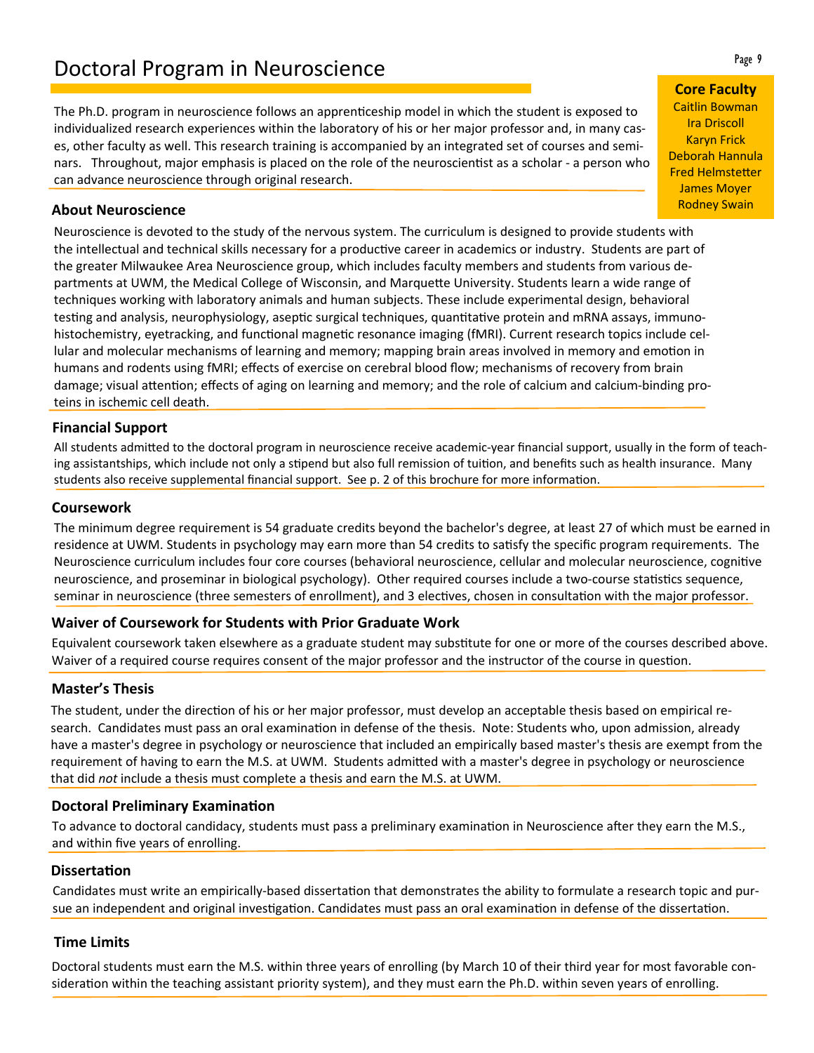# Doctoral Program in Neuroscience

The Ph.D. program in neuroscience follows an apprenticeship model in which the student is exposed to individualized research experiences within the laboratory of his or her major professor and, in many cases, other faculty as well. This research training is accompanied by an integrated set of courses and seminars. Throughout, major emphasis is placed on the role of the neuroscientist as a scholar - a person who can advance neuroscience through original research.

**Core Faculty**

Caitlin Bowman
Ira Driscoll
Karyn Frick
Deborah Hannula
Fred Helmstetter
James Moyer
Rodney Swain

### About Neuroscience

Neuroscience is devoted to the study of the nervous system. The curriculum is designed to provide students with the intellectual and technical skills necessary for a productive career in academics or industry. Students are part of the greater Milwaukee Area Neuroscience group, which includes faculty members and students from various departments at UWM, the Medical College of Wisconsin, and Marquette University. Students learn a wide range of techniques working with laboratory animals and human subjects. These include experimental design, behavioral testing and analysis, neurophysiology, aseptic surgical techniques, quantitative protein and mRNA assays, immunohistochemistry, eyetracking, and functional magnetic resonance imaging (fMRI). Current research topics include cellular and molecular mechanisms of learning and memory; mapping brain areas involved in memory and emotion in humans and rodents using fMRI; effects of exercise on cerebral blood flow; mechanisms of recovery from brain damage; visual attention; effects of aging on learning and memory; and the role of calcium and calcium-binding proteins in ischemic cell death.

### Financial Support

All students admitted to the doctoral program in neuroscience receive academic-year financial support, usually in the form of teaching assistantships, which include not only a stipend but also full remission of tuition, and benefits such as health insurance. Many students also receive supplemental financial support. See p. 2 of this brochure for more information.

### Coursework

The minimum degree requirement is 54 graduate credits beyond the bachelor's degree, at least 27 of which must be earned in residence at UWM. Students in psychology may earn more than 54 credits to satisfy the specific program requirements. The Neuroscience curriculum includes four core courses (behavioral neuroscience, cellular and molecular neuroscience, cognitive neuroscience, and proseminar in biological psychology). Other required courses include a two-course statistics sequence, seminar in neuroscience (three semesters of enrollment), and 3 electives, chosen in consultation with the major professor.

### Waiver of Coursework for Students with Prior Graduate Work

Equivalent coursework taken elsewhere as a graduate student may substitute for one or more of the courses described above. Waiver of a required course requires consent of the major professor and the instructor of the course in question.

### Master's Thesis

The student, under the direction of his or her major professor, must develop an acceptable thesis based on empirical research. Candidates must pass an oral examination in defense of the thesis. Note: Students who, upon admission, already have a master's degree in psychology or neuroscience that included an empirically based master's thesis are exempt from the requirement of having to earn the M.S. at UWM. Students admitted with a master's degree in psychology or neuroscience that did *not* include a thesis must complete a thesis and earn the M.S. at UWM.

### Doctoral Preliminary Examination

To advance to doctoral candidacy, students must pass a preliminary examination in Neuroscience after they earn the M.S., and within five years of enrolling.

### Dissertation

Candidates must write an empirically-based dissertation that demonstrates the ability to formulate a research topic and pursue an independent and original investigation. Candidates must pass an oral examination in defense of the dissertation.

### Time Limits

Doctoral students must earn the M.S. within three years of enrolling (by March 10 of their third year for most favorable consideration within the teaching assistant priority system), and they must earn the Ph.D. within seven years of enrolling.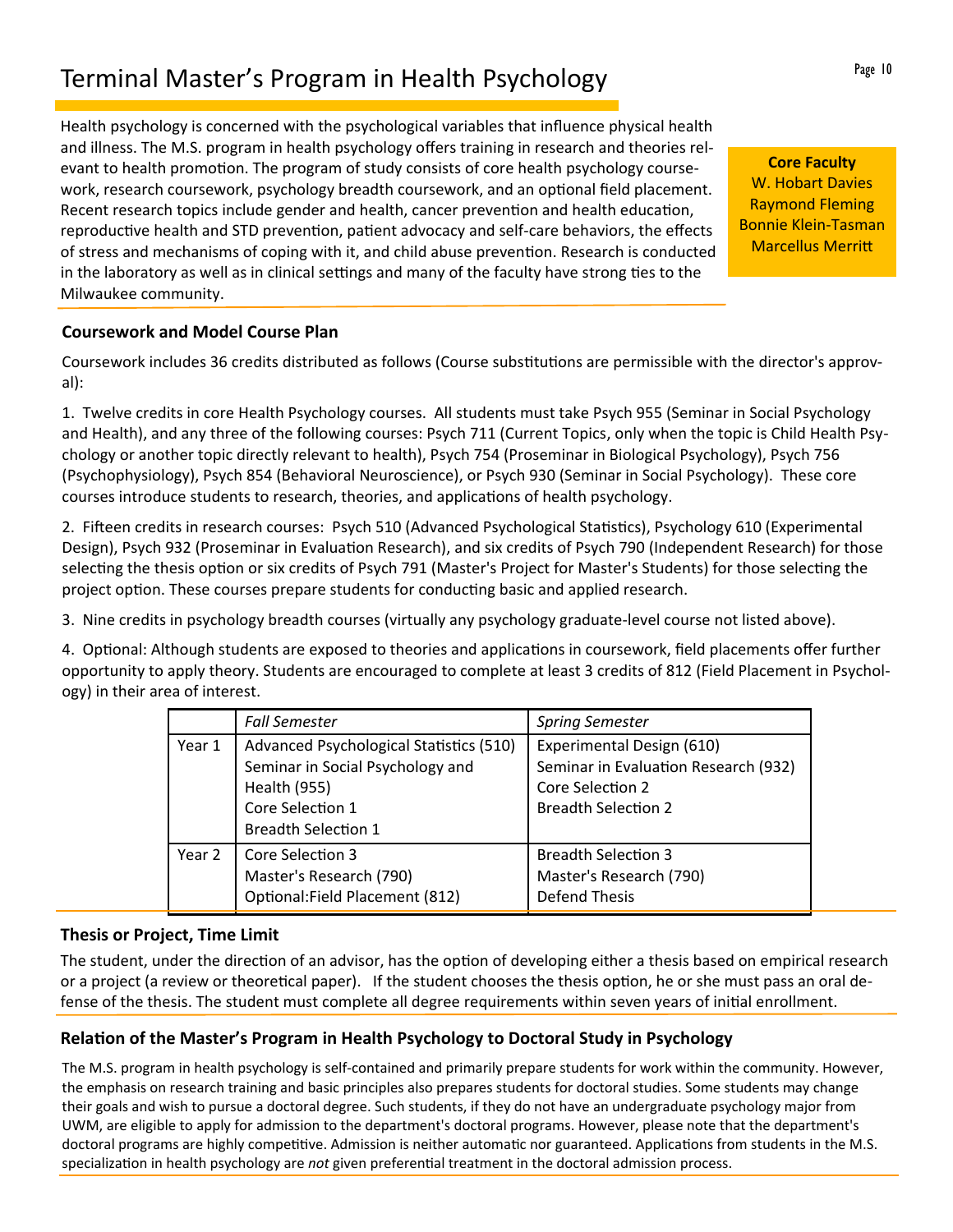# Terminal Master's Program in Health Psychology

Health psychology is concerned with the psychological variables that influence physical health and illness. The M.S. program in health psychology offers training in research and theories relevant to health promotion. The program of study consists of core health psychology coursework, research coursework, psychology breadth coursework, and an optional field placement. Recent research topics include gender and health, cancer prevention and health education, reproductive health and STD prevention, patient advocacy and self-care behaviors, the effects of stress and mechanisms of coping with it, and child abuse prevention. Research is conducted in the laboratory as well as in clinical settings and many of the faculty have strong ties to the Milwaukee community.

**Core Faculty**
W. Hobart Davies
Raymond Fleming
Bonnie Klein-Tasman
Marcellus Merritt

## Coursework and Model Course Plan

Coursework includes 36 credits distributed as follows (Course substitutions are permissible with the director's approval):

1. Twelve credits in core Health Psychology courses. All students must take Psych 955 (Seminar in Social Psychology and Health), and any three of the following courses: Psych 711 (Current Topics, only when the topic is Child Health Psychology or another topic directly relevant to health), Psych 754 (Proseminar in Biological Psychology), Psych 756 (Psychophysiology), Psych 854 (Behavioral Neuroscience), or Psych 930 (Seminar in Social Psychology). These core courses introduce students to research, theories, and applications of health psychology.

2. Fifteen credits in research courses: Psych 510 (Advanced Psychological Statistics), Psychology 610 (Experimental Design), Psych 932 (Proseminar in Evaluation Research), and six credits of Psych 790 (Independent Research) for those selecting the thesis option or six credits of Psych 791 (Master's Project for Master's Students) for those selecting the project option. These courses prepare students for conducting basic and applied research.

3. Nine credits in psychology breadth courses (virtually any psychology graduate-level course not listed above).

4. Optional: Although students are exposed to theories and applications in coursework, field placements offer further opportunity to apply theory. Students are encouraged to complete at least 3 credits of 812 (Field Placement in Psychology) in their area of interest.

| | *Fall Semester* | *Spring Semester* |
|---|---|---|
| Year 1 | Advanced Psychological Statistics (510)<br>Seminar in Social Psychology and Health (955)<br>Core Selection 1<br>Breadth Selection 1 | Experimental Design (610)<br>Seminar in Evaluation Research (932)<br>Core Selection 2<br>Breadth Selection 2 |
| Year 2 | Core Selection 3<br>Master's Research (790)<br>Optional:Field Placement (812) | Breadth Selection 3<br>Master's Research (790)<br>Defend Thesis |

## Thesis or Project, Time Limit

The student, under the direction of an advisor, has the option of developing either a thesis based on empirical research or a project (a review or theoretical paper). If the student chooses the thesis option, he or she must pass an oral defense of the thesis. The student must complete all degree requirements within seven years of initial enrollment.

## Relation of the Master's Program in Health Psychology to Doctoral Study in Psychology

The M.S. program in health psychology is self-contained and primarily prepare students for work within the community. However, the emphasis on research training and basic principles also prepares students for doctoral studies. Some students may change their goals and wish to pursue a doctoral degree. Such students, if they do not have an undergraduate psychology major from UWM, are eligible to apply for admission to the department's doctoral programs. However, please note that the department's doctoral programs are highly competitive. Admission is neither automatic nor guaranteed. Applications from students in the M.S. specialization in health psychology are *not* given preferential treatment in the doctoral admission process.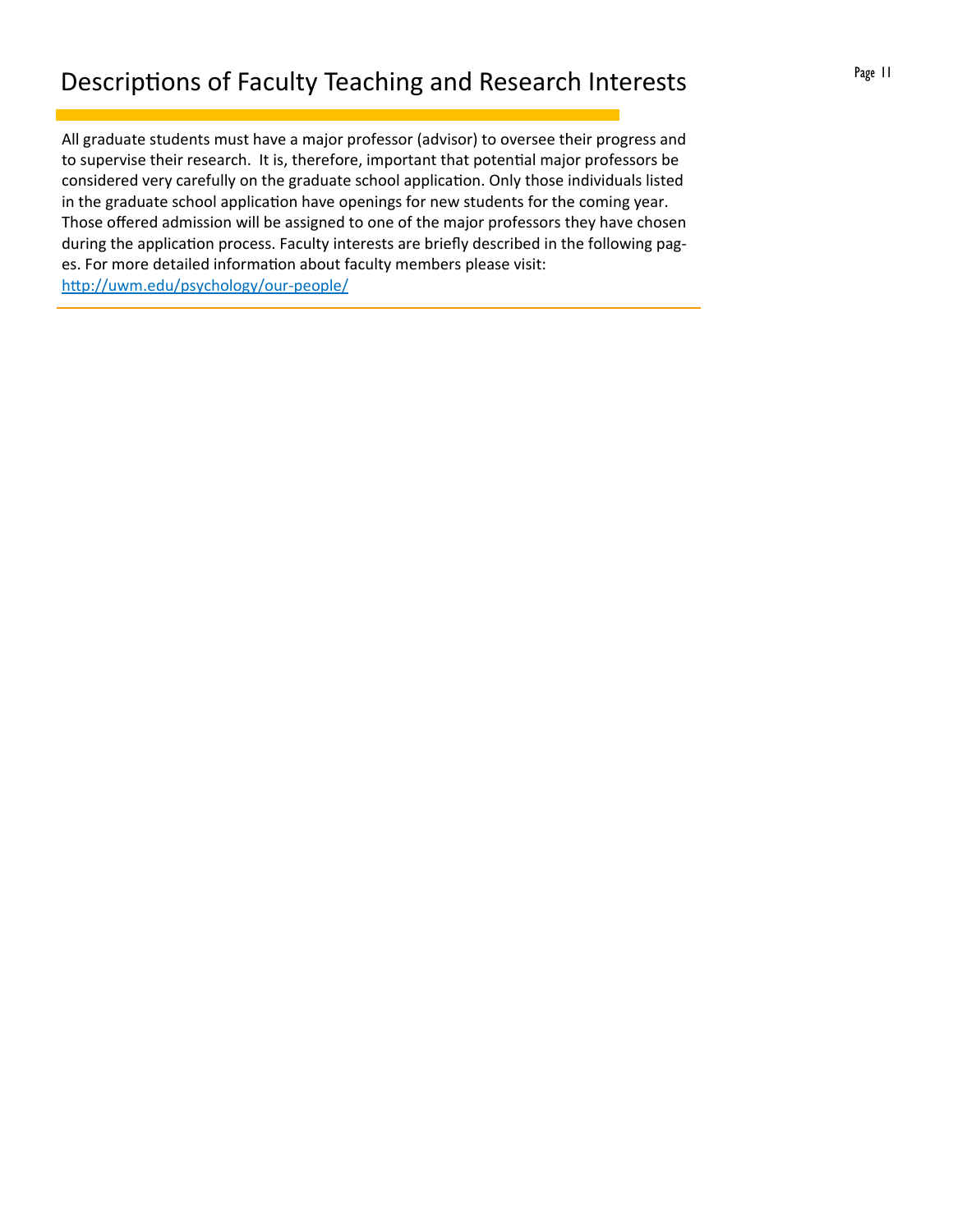# Descriptions of Faculty Teaching and Research Interests

All graduate students must have a major professor (advisor) to oversee their progress and to supervise their research. It is, therefore, important that potential major professors be considered very carefully on the graduate school application. Only those individuals listed in the graduate school application have openings for new students for the coming year. Those offered admission will be assigned to one of the major professors they have chosen during the application process. Faculty interests are briefly described in the following pages. For more detailed information about faculty members please visit: [http://uwm.edu/psychology/our-people/](http://uwm.edu/psychology/our-people/)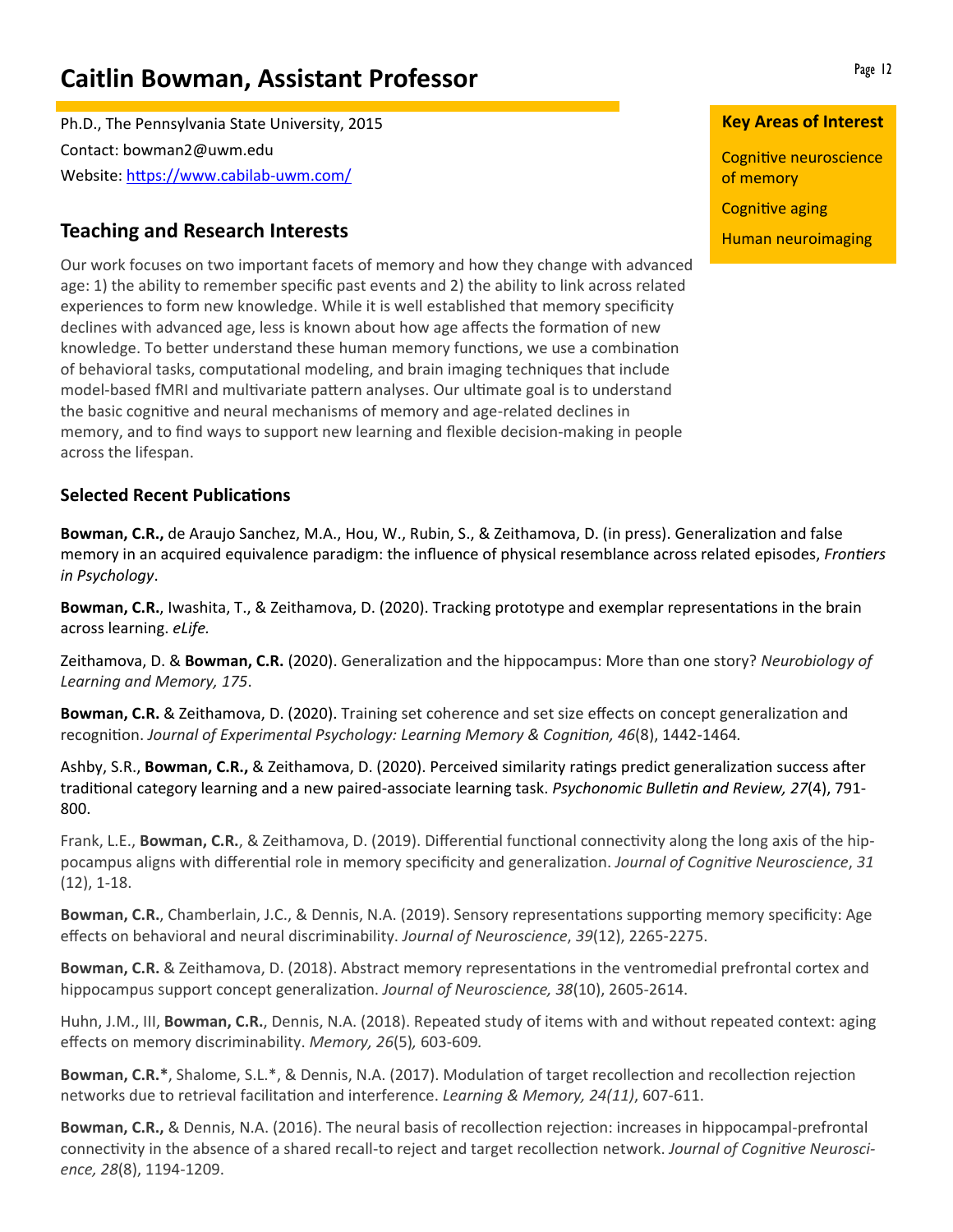# Caitlin Bowman, Assistant Professor

Ph.D., The Pennsylvania State University, 2015

Contact: bowman2@uwm.edu

Website: https://www.cabilab-uwm.com/

**Key Areas of Interest**

Cognitive neuroscience of memory

Cognitive aging

Human neuroimaging

## Teaching and Research Interests

Our work focuses on two important facets of memory and how they change with advanced age: 1) the ability to remember specific past events and 2) the ability to link across related experiences to form new knowledge. While it is well established that memory specificity declines with advanced age, less is known about how age affects the formation of new knowledge. To better understand these human memory functions, we use a combination of behavioral tasks, computational modeling, and brain imaging techniques that include model-based fMRI and multivariate pattern analyses. Our ultimate goal is to understand the basic cognitive and neural mechanisms of memory and age-related declines in memory, and to find ways to support new learning and flexible decision-making in people across the lifespan.

### Selected Recent Publications

**Bowman, C.R.,** de Araujo Sanchez, M.A., Hou, W., Rubin, S., & Zeithamova, D. (in press). Generalization and false memory in an acquired equivalence paradigm: the influence of physical resemblance across related episodes, *Frontiers in Psychology*.

**Bowman, C.R.**, Iwashita, T., & Zeithamova, D. (2020). Tracking prototype and exemplar representations in the brain across learning. *eLife.*

Zeithamova, D. & **Bowman, C.R.** (2020). Generalization and the hippocampus: More than one story? *Neurobiology of Learning and Memory, 175*.

**Bowman, C.R.** & Zeithamova, D. (2020). Training set coherence and set size effects on concept generalization and recognition. *Journal of Experimental Psychology: Learning Memory & Cognition, 46*(8), 1442-1464.

Ashby, S.R., **Bowman, C.R.,** & Zeithamova, D. (2020). Perceived similarity ratings predict generalization success after traditional category learning and a new paired-associate learning task. *Psychonomic Bulletin and Review, 27*(4), 791-800.

Frank, L.E., **Bowman, C.R.**, & Zeithamova, D. (2019). Differential functional connectivity along the long axis of the hippocampus aligns with differential role in memory specificity and generalization. *Journal of Cognitive Neuroscience*, *31* (12), 1-18.

**Bowman, C.R.**, Chamberlain, J.C., & Dennis, N.A. (2019). Sensory representations supporting memory specificity: Age effects on behavioral and neural discriminability. *Journal of Neuroscience*, *39*(12), 2265-2275.

**Bowman, C.R.** & Zeithamova, D. (2018). Abstract memory representations in the ventromedial prefrontal cortex and hippocampus support concept generalization. *Journal of Neuroscience, 38*(10), 2605-2614.

Huhn, J.M., III, **Bowman, C.R.**, Dennis, N.A. (2018). Repeated study of items with and without repeated context: aging effects on memory discriminability. *Memory, 26*(5)*,* 603-609*.*

**Bowman, C.R.***, Shalome, S.L.*, & Dennis, N.A. (2017). Modulation of target recollection and recollection rejection networks due to retrieval facilitation and interference. *Learning & Memory, 24(11)*, 607-611.

**Bowman, C.R.,** & Dennis, N.A. (2016). The neural basis of recollection rejection: increases in hippocampal-prefrontal connectivity in the absence of a shared recall-to reject and target recollection network. *Journal of Cognitive Neuroscience, 28*(8), 1194-1209.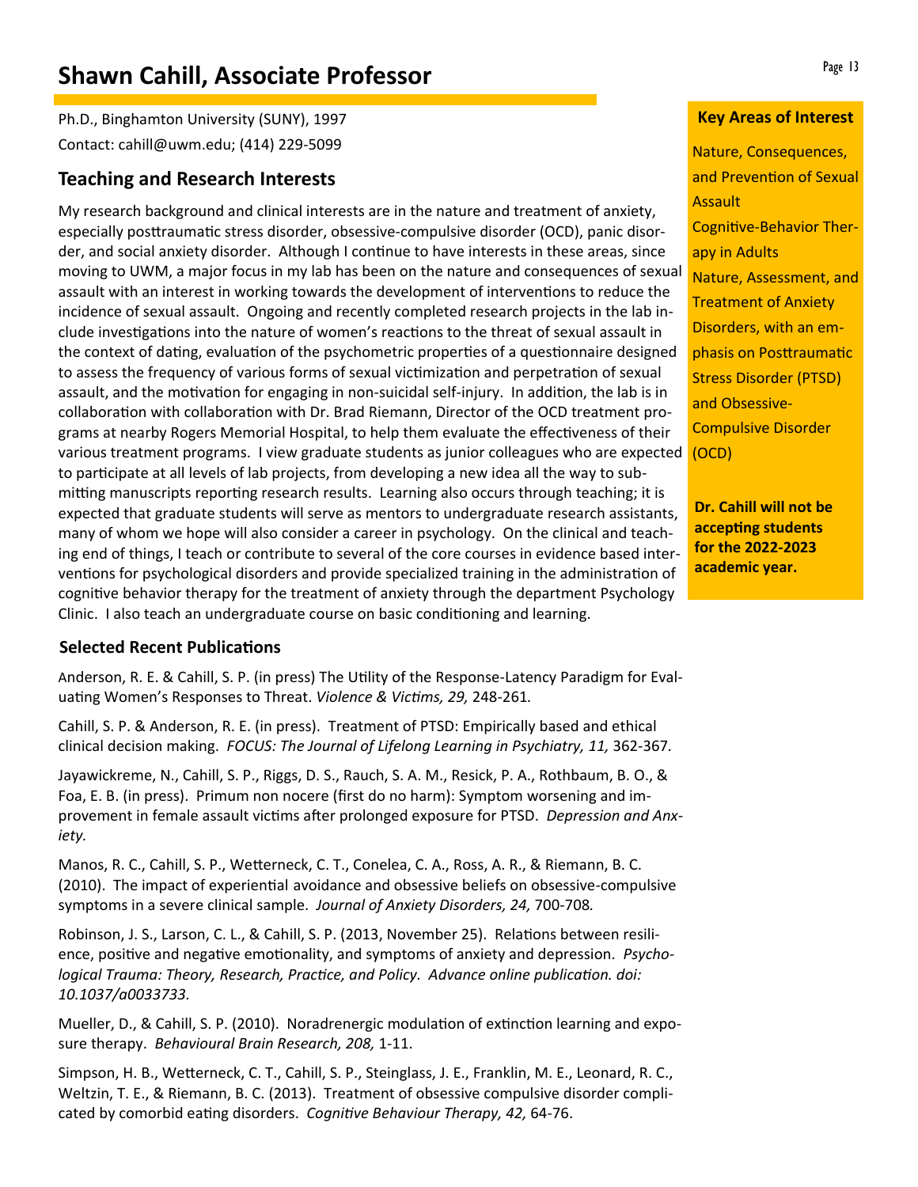# Shawn Cahill, Associate Professor

Ph.D., Binghamton University (SUNY), 1997

Contact: cahill@uwm.edu; (414) 229-5099

## Teaching and Research Interests

My research background and clinical interests are in the nature and treatment of anxiety, especially posttraumatic stress disorder, obsessive-compulsive disorder (OCD), panic disorder, and social anxiety disorder. Although I continue to have interests in these areas, since moving to UWM, a major focus in my lab has been on the nature and consequences of sexual assault with an interest in working towards the development of interventions to reduce the incidence of sexual assault. Ongoing and recently completed research projects in the lab include investigations into the nature of women's reactions to the threat of sexual assault in the context of dating, evaluation of the psychometric properties of a questionnaire designed to assess the frequency of various forms of sexual victimization and perpetration of sexual assault, and the motivation for engaging in non-suicidal self-injury. In addition, the lab is in collaboration with collaboration with Dr. Brad Riemann, Director of the OCD treatment programs at nearby Rogers Memorial Hospital, to help them evaluate the effectiveness of their various treatment programs. I view graduate students as junior colleagues who are expected to participate at all levels of lab projects, from developing a new idea all the way to submitting manuscripts reporting research results. Learning also occurs through teaching; it is expected that graduate students will serve as mentors to undergraduate research assistants, many of whom we hope will also consider a career in psychology. On the clinical and teaching end of things, I teach or contribute to several of the core courses in evidence based interventions for psychological disorders and provide specialized training in the administration of cognitive behavior therapy for the treatment of anxiety through the department Psychology Clinic. I also teach an undergraduate course on basic conditioning and learning.

### Key Areas of Interest

Nature, Consequences, and Prevention of Sexual Assault

Cognitive-Behavior Therapy in Adults

Nature, Assessment, and Treatment of Anxiety Disorders, with an emphasis on Posttraumatic Stress Disorder (PTSD) and Obsessive-Compulsive Disorder (OCD)

**Dr. Cahill will not be accepting students for the 2022-2023 academic year.**

### Selected Recent Publications

Anderson, R. E. & Cahill, S. P. (in press) The Utility of the Response-Latency Paradigm for Evaluating Women's Responses to Threat. *Violence & Victims, 29,* 248-261.

Cahill, S. P. & Anderson, R. E. (in press). Treatment of PTSD: Empirically based and ethical clinical decision making. *FOCUS: The Journal of Lifelong Learning in Psychiatry, 11,* 362-367.

Jayawickreme, N., Cahill, S. P., Riggs, D. S., Rauch, S. A. M., Resick, P. A., Rothbaum, B. O., & Foa, E. B. (in press). Primum non nocere (first do no harm): Symptom worsening and improvement in female assault victims after prolonged exposure for PTSD. *Depression and Anxiety.*

Manos, R. C., Cahill, S. P., Wetterneck, C. T., Conelea, C. A., Ross, A. R., & Riemann, B. C. (2010). The impact of experiential avoidance and obsessive beliefs on obsessive-compulsive symptoms in a severe clinical sample. *Journal of Anxiety Disorders, 24,* 700-708.

Robinson, J. S., Larson, C. L., & Cahill, S. P. (2013, November 25). Relations between resilience, positive and negative emotionality, and symptoms of anxiety and depression. *Psychological Trauma: Theory, Research, Practice, and Policy. Advance online publication. doi: 10.1037/a0033733.*

Mueller, D., & Cahill, S. P. (2010). Noradrenergic modulation of extinction learning and exposure therapy. *Behavioural Brain Research, 208,* 1-11.

Simpson, H. B., Wetterneck, C. T., Cahill, S. P., Steinglass, J. E., Franklin, M. E., Leonard, R. C., Weltzin, T. E., & Riemann, B. C. (2013). Treatment of obsessive compulsive disorder complicated by comorbid eating disorders. *Cognitive Behaviour Therapy, 42,* 64-76.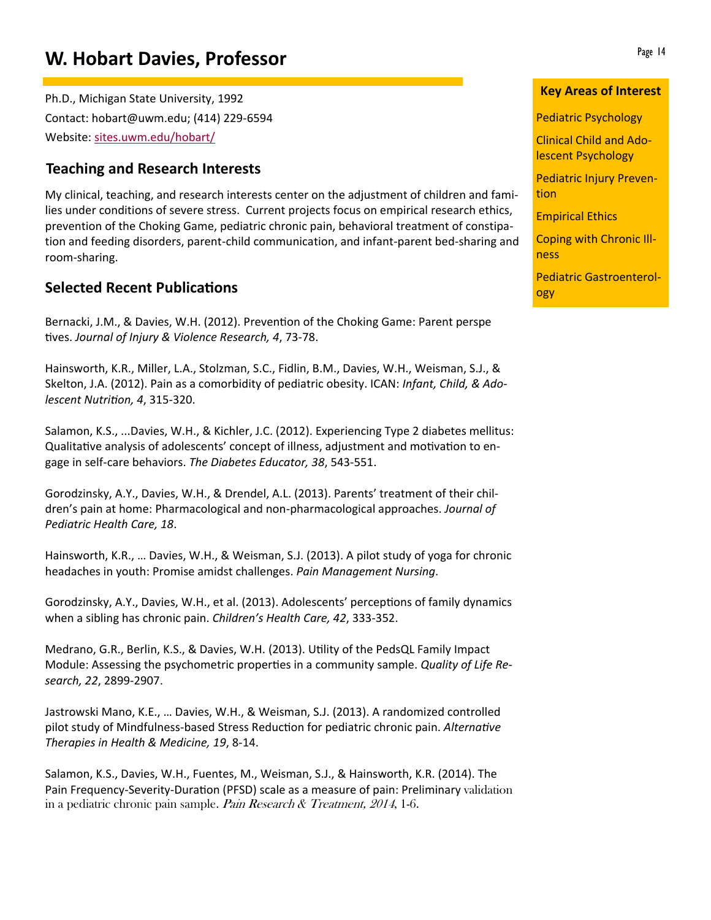# W. Hobart Davies, Professor

Ph.D., Michigan State University, 1992

Contact: hobart@uwm.edu; (414) 229-6594

Website: sites.uwm.edu/hobart/

## Teaching and Research Interests

My clinical, teaching, and research interests center on the adjustment of children and families under conditions of severe stress. Current projects focus on empirical research ethics, prevention of the Choking Game, pediatric chronic pain, behavioral treatment of constipation and feeding disorders, parent-child communication, and infant-parent bed-sharing and room-sharing.

## Selected Recent Publications

Bernacki, J.M., & Davies, W.H. (2012). Prevention of the Choking Game: Parent perspe tives. *Journal of Injury & Violence Research, 4*, 73-78.

Hainsworth, K.R., Miller, L.A., Stolzman, S.C., Fidlin, B.M., Davies, W.H., Weisman, S.J., & Skelton, J.A. (2012). Pain as a comorbidity of pediatric obesity. ICAN: *Infant, Child, & Adolescent Nutrition, 4*, 315-320.

Salamon, K.S., ...Davies, W.H., & Kichler, J.C. (2012). Experiencing Type 2 diabetes mellitus: Qualitative analysis of adolescents' concept of illness, adjustment and motivation to engage in self-care behaviors. *The Diabetes Educator, 38*, 543-551.

Gorodzinsky, A.Y., Davies, W.H., & Drendel, A.L. (2013). Parents' treatment of their children's pain at home: Pharmacological and non-pharmacological approaches. *Journal of Pediatric Health Care, 18*.

Hainsworth, K.R., … Davies, W.H., & Weisman, S.J. (2013). A pilot study of yoga for chronic headaches in youth: Promise amidst challenges. *Pain Management Nursing*.

Gorodzinsky, A.Y., Davies, W.H., et al. (2013). Adolescents' perceptions of family dynamics when a sibling has chronic pain. *Children's Health Care, 42*, 333-352.

Medrano, G.R., Berlin, K.S., & Davies, W.H. (2013). Utility of the PedsQL Family Impact Module: Assessing the psychometric properties in a community sample. *Quality of Life Research, 22*, 2899-2907.

Jastrowski Mano, K.E., … Davies, W.H., & Weisman, S.J. (2013). A randomized controlled pilot study of Mindfulness-based Stress Reduction for pediatric chronic pain. *Alternative Therapies in Health & Medicine, 19*, 8-14.

Salamon, K.S., Davies, W.H., Fuentes, M., Weisman, S.J., & Hainsworth, K.R. (2014). The Pain Frequency-Severity-Duration (PFSD) scale as a measure of pain: Preliminary validation in a pediatric chronic pain sample. *Pain Research & Treatment, 2014*, 1-6.

### Key Areas of Interest

- Pediatric Psychology
- Clinical Child and Adolescent Psychology
- Pediatric Injury Prevention
- Empirical Ethics
- Coping with Chronic Illness
- Pediatric Gastroenterology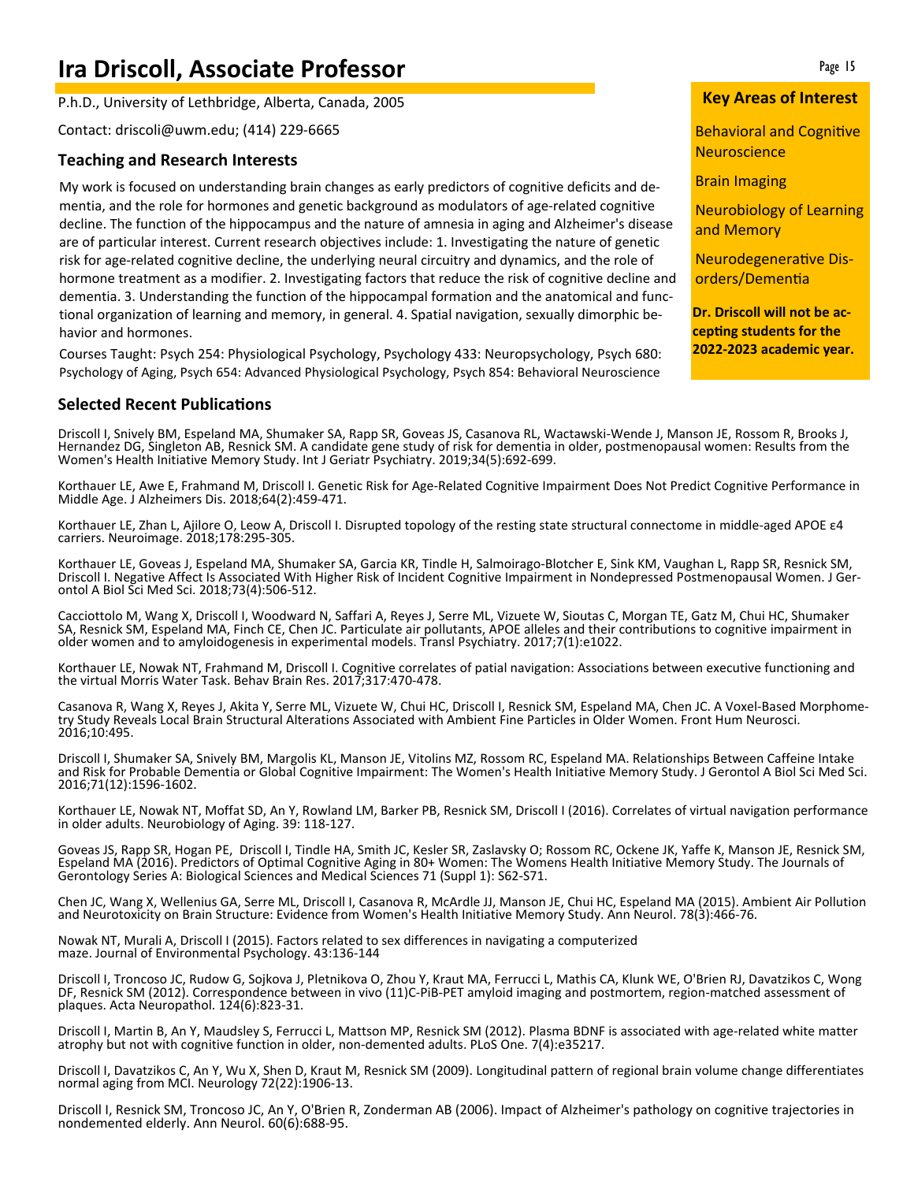# Ira Driscoll, Associate Professor

P.h.D., University of Lethbridge, Alberta, Canada, 2005

Contact: driscoli@uwm.edu; (414) 229-6665

## Teaching and Research Interests

My work is focused on understanding brain changes as early predictors of cognitive deficits and dementia, and the role for hormones and genetic background as modulators of age-related cognitive decline. The function of the hippocampus and the nature of amnesia in aging and Alzheimer's disease are of particular interest. Current research objectives include: 1. Investigating the nature of genetic risk for age-related cognitive decline, the underlying neural circuitry and dynamics, and the role of hormone treatment as a modifier. 2. Investigating factors that reduce the risk of cognitive decline and dementia. 3. Understanding the function of the hippocampal formation and the anatomical and functional organization of learning and memory, in general. 4. Spatial navigation, sexually dimorphic behavior and hormones.

Courses Taught: Psych 254: Physiological Psychology, Psychology 433: Neuropsychology, Psych 680: Psychology of Aging, Psych 654: Advanced Physiological Psychology, Psych 854: Behavioral Neuroscience

### Key Areas of Interest

Behavioral and Cognitive Neuroscience

Brain Imaging

Neurobiology of Learning and Memory

Neurodegenerative Disorders/Dementia

**Dr. Driscoll will not be accepting students for the 2022-2023 academic year.**

## Selected Recent Publications

Driscoll I, Snively BM, Espeland MA, Shumaker SA, Rapp SR, Goveas JS, Casanova RL, Wactawski-Wende J, Manson JE, Rossom R, Brooks J, Hernandez DG, Singleton AB, Resnick SM. A candidate gene study of risk for dementia in older, postmenopausal women: Results from the Women's Health Initiative Memory Study. Int J Geriatr Psychiatry. 2019;34(5):692-699.

Korthauer LE, Awe E, Frahmand M, Driscoll I. Genetic Risk for Age-Related Cognitive Impairment Does Not Predict Cognitive Performance in Middle Age. J Alzheimers Dis. 2018;64(2):459-471.

Korthauer LE, Zhan L, Ajilore O, Leow A, Driscoll I. Disrupted topology of the resting state structural connectome in middle-aged APOE ε4 carriers. Neuroimage. 2018;178:295-305.

Korthauer LE, Goveas J, Espeland MA, Shumaker SA, Garcia KR, Tindle H, Salmoirago-Blotcher E, Sink KM, Vaughan L, Rapp SR, Resnick SM, Driscoll I. Negative Affect Is Associated With Higher Risk of Incident Cognitive Impairment in Nondepressed Postmenopausal Women. J Gerontol A Biol Sci Med Sci. 2018;73(4):506-512.

Cacciottolo M, Wang X, Driscoll I, Woodward N, Saffari A, Reyes J, Serre ML, Vizuete W, Sioutas C, Morgan TE, Gatz M, Chui HC, Shumaker SA, Resnick SM, Espeland MA, Finch CE, Chen JC. Particulate air pollutants, APOE alleles and their contributions to cognitive impairment in older women and to amyloidogenesis in experimental models. Transl Psychiatry. 2017;7(1):e1022.

Korthauer LE, Nowak NT, Frahmand M, Driscoll I. Cognitive correlates of patial navigation: Associations between executive functioning and the virtual Morris Water Task. Behav Brain Res. 2017;317:470-478.

Casanova R, Wang X, Reyes J, Akita Y, Serre ML, Vizuete W, Chui HC, Driscoll I, Resnick SM, Espeland MA, Chen JC. A Voxel-Based Morphometry Study Reveals Local Brain Structural Alterations Associated with Ambient Fine Particles in Older Women. Front Hum Neurosci. 2016;10:495.

Driscoll I, Shumaker SA, Snively BM, Margolis KL, Manson JE, Vitolins MZ, Rossom RC, Espeland MA. Relationships Between Caffeine Intake and Risk for Probable Dementia or Global Cognitive Impairment: The Women's Health Initiative Memory Study. J Gerontol A Biol Sci Med Sci. 2016;71(12):1596-1602.

Korthauer LE, Nowak NT, Moffat SD, An Y, Rowland LM, Barker PB, Resnick SM, Driscoll I (2016). Correlates of virtual navigation performance in older adults. Neurobiology of Aging. 39: 118-127.

Goveas JS, Rapp SR, Hogan PE, Driscoll I, Tindle HA, Smith JC, Kesler SR, Zaslavsky O; Rossom RC, Ockene JK, Yaffe K, Manson JE, Resnick SM, Espeland MA (2016). Predictors of Optimal Cognitive Aging in 80+ Women: The Womens Health Initiative Memory Study. The Journals of Gerontology Series A: Biological Sciences and Medical Sciences 71 (Suppl 1): S62-S71.

Chen JC, Wang X, Wellenius GA, Serre ML, Driscoll I, Casanova R, McArdle JJ, Manson JE, Chui HC, Espeland MA (2015). Ambient Air Pollution and Neurotoxicity on Brain Structure: Evidence from Women's Health Initiative Memory Study. Ann Neurol. 78(3):466-76.

Nowak NT, Murali A, Driscoll I (2015). Factors related to sex differences in navigating a computerized maze. Journal of Environmental Psychology. 43:136-144

Driscoll I, Troncoso JC, Rudow G, Sojkova J, Pletnikova O, Zhou Y, Kraut MA, Ferrucci L, Mathis CA, Klunk WE, O'Brien RJ, Davatzikos C, Wong DF, Resnick SM (2012). Correspondence between in vivo (11)C-PiB-PET amyloid imaging and postmortem, region-matched assessment of plaques. Acta Neuropathol. 124(6):823-31.

Driscoll I, Martin B, An Y, Maudsley S, Ferrucci L, Mattson MP, Resnick SM (2012). Plasma BDNF is associated with age-related white matter atrophy but not with cognitive function in older, non-demented adults. PLoS One. 7(4):e35217.

Driscoll I, Davatzikos C, An Y, Wu X, Shen D, Kraut M, Resnick SM (2009). Longitudinal pattern of regional brain volume change differentiates normal aging from MCI. Neurology 72(22):1906-13.

Driscoll I, Resnick SM, Troncoso JC, An Y, O'Brien R, Zonderman AB (2006). Impact of Alzheimer's pathology on cognitive trajectories in nondemented elderly. Ann Neurol. 60(6):688-95.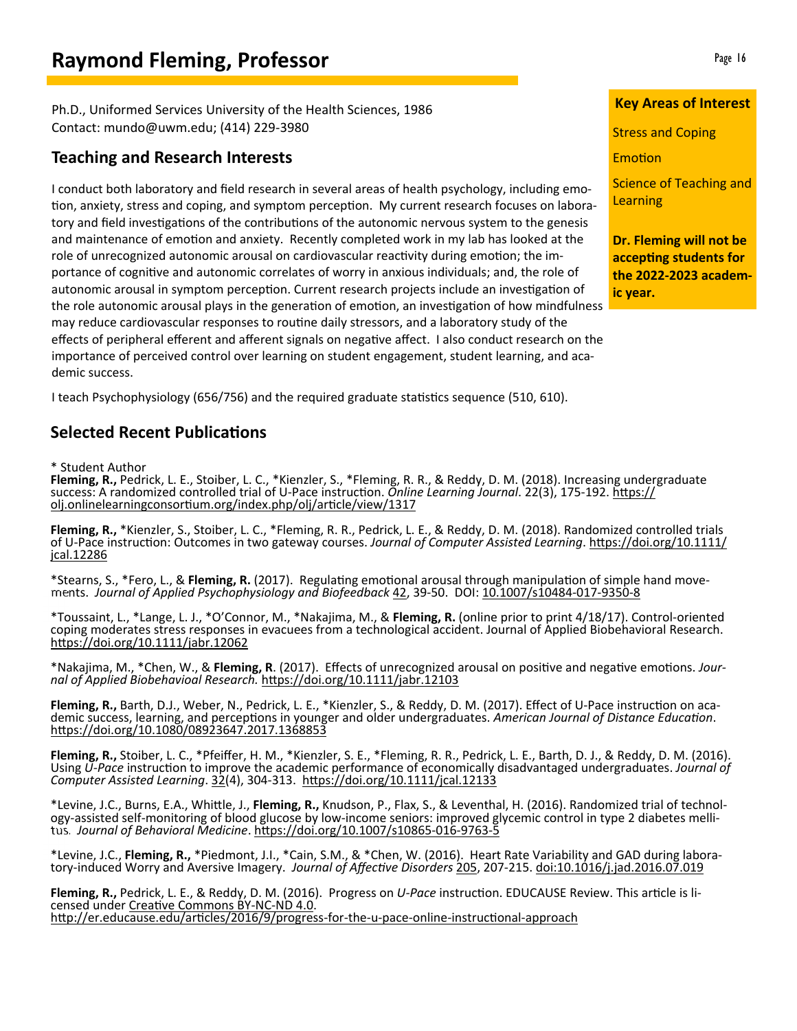# Raymond Fleming, Professor

Ph.D., Uniformed Services University of the Health Sciences, 1986
Contact: mundo@uwm.edu; (414) 229-3980

## Teaching and Research Interests

I conduct both laboratory and field research in several areas of health psychology, including emotion, anxiety, stress and coping, and symptom perception. My current research focuses on laboratory and field investigations of the contributions of the autonomic nervous system to the genesis and maintenance of emotion and anxiety. Recently completed work in my lab has looked at the role of unrecognized autonomic arousal on cardiovascular reactivity during emotion; the importance of cognitive and autonomic correlates of worry in anxious individuals; and, the role of autonomic arousal in symptom perception. Current research projects include an investigation of the role autonomic arousal plays in the generation of emotion, an investigation of how mindfulness may reduce cardiovascular responses to routine daily stressors, and a laboratory study of the effects of peripheral efferent and afferent signals on negative affect. I also conduct research on the importance of perceived control over learning on student engagement, student learning, and academic success.

I teach Psychophysiology (656/756) and the required graduate statistics sequence (510, 610).

**Key Areas of Interest**

Stress and Coping

Emotion

Science of Teaching and Learning

**Dr. Fleming will not be accepting students for the 2022-2023 academic year.**

## Selected Recent Publications

* Student Author

**Fleming, R.,** Pedrick, L. E., Stoiber, L. C., *Kienzler, S., *Fleming, R. R., & Reddy, D. M. (2018). Increasing undergraduate success: A randomized controlled trial of U-Pace instruction. *Online Learning Journal*. 22(3), 175-192. https://olj.onlinelearningconsortium.org/index.php/olj/article/view/1317

**Fleming, R.,** *Kienzler, S., Stoiber, L. C., *Fleming, R. R., Pedrick, L. E., & Reddy, D. M. (2018). Randomized controlled trials of U-Pace instruction: Outcomes in two gateway courses. *Journal of Computer Assisted Learning*. https://doi.org/10.1111/jcal.12286

*Stearns, S., *Fero, L., & **Fleming, R.** (2017). Regulating emotional arousal through manipulation of simple hand movements. *Journal of Applied Psychophysiology and Biofeedback* 42, 39-50. DOI: 10.1007/s10484-017-9350-8

*Toussaint, L., *Lange, L. J., *O'Connor, M., *Nakajima, M., & **Fleming, R.** (online prior to print 4/18/17). Control-oriented coping moderates stress responses in evacuees from a technological accident. Journal of Applied Biobehavioral Research. https://doi.org/10.1111/jabr.12062

*Nakajima, M., *Chen, W., & **Fleming, R**. (2017). Effects of unrecognized arousal on positive and negative emotions. *Journal of Applied Biobehavioal Research.* https://doi.org/10.1111/jabr.12103

**Fleming, R.,** Barth, D.J., Weber, N., Pedrick, L. E., *Kienzler, S., & Reddy, D. M. (2017). Effect of U-Pace instruction on academic success, learning, and perceptions in younger and older undergraduates. *American Journal of Distance Education*. https://doi.org/10.1080/08923647.2017.1368853

**Fleming, R.,** Stoiber, L. C., *Pfeiffer, H. M., *Kienzler, S. E., *Fleming, R. R., Pedrick, L. E., Barth, D. J., & Reddy, D. M. (2016). Using *U-Pace* instruction to improve the academic performance of economically disadvantaged undergraduates. *Journal of Computer Assisted Learning*. 32(4), 304-313. https://doi.org/10.1111/jcal.12133

*Levine, J.C., Burns, E.A., Whittle, J., **Fleming, R.,** Knudson, P., Flax, S., & Leventhal, H. (2016). Randomized trial of technology-assisted self-monitoring of blood glucose by low-income seniors: improved glycemic control in type 2 diabetes mellitus. *Journal of Behavioral Medicine*. https://doi.org/10.1007/s10865-016-9763-5

*Levine, J.C., **Fleming, R.,** *Piedmont, J.I., *Cain, S.M., & *Chen, W. (2016). Heart Rate Variability and GAD during laboratory-induced Worry and Aversive Imagery. *Journal of Affective Disorders* 205, 207-215. doi:10.1016/j.jad.2016.07.019

**Fleming, R.,** Pedrick, L. E., & Reddy, D. M. (2016). Progress on *U-Pace* instruction. EDUCAUSE Review. This article is licensed under Creative Commons BY-NC-ND 4.0.
http://er.educause.edu/articles/2016/9/progress-for-the-u-pace-online-instructional-approach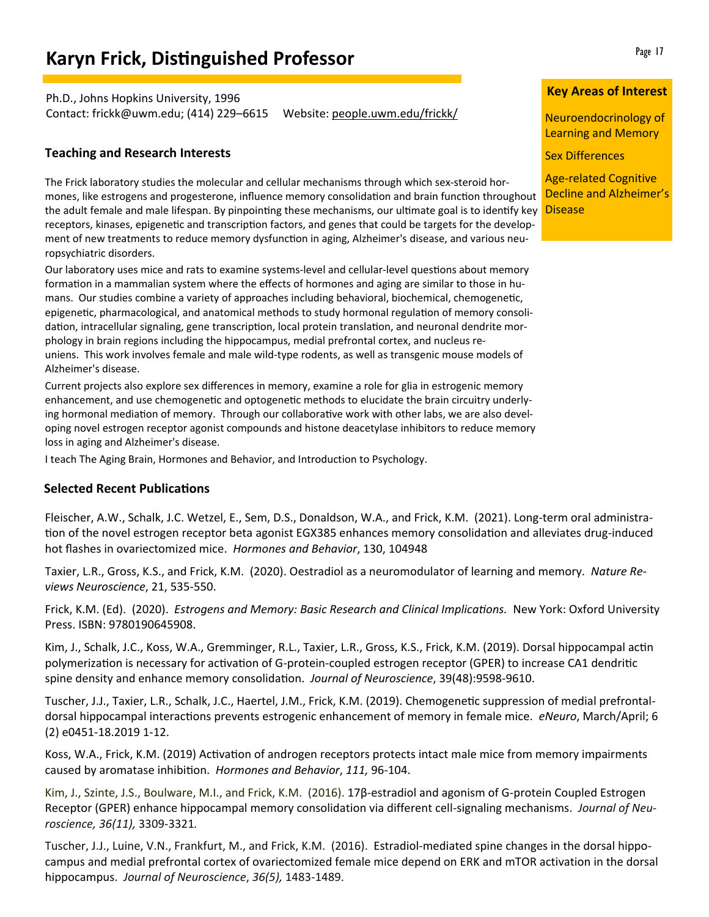# Karyn Frick, Distinguished Professor

Ph.D., Johns Hopkins University, 1996
Contact: frickk@uwm.edu; (414) 229–6615 Website: people.uwm.edu/frickk/

## Key Areas of Interest

Neuroendocrinology of Learning and Memory

Sex Differences

Age-related Cognitive Decline and Alzheimer's Disease

## Teaching and Research Interests

The Frick laboratory studies the molecular and cellular mechanisms through which sex-steroid hormones, like estrogens and progesterone, influence memory consolidation and brain function throughout the adult female and male lifespan. By pinpointing these mechanisms, our ultimate goal is to identify key receptors, kinases, epigenetic and transcription factors, and genes that could be targets for the development of new treatments to reduce memory dysfunction in aging, Alzheimer's disease, and various neuropsychiatric disorders.

Our laboratory uses mice and rats to examine systems-level and cellular-level questions about memory formation in a mammalian system where the effects of hormones and aging are similar to those in humans. Our studies combine a variety of approaches including behavioral, biochemical, chemogenetic, epigenetic, pharmacological, and anatomical methods to study hormonal regulation of memory consolidation, intracellular signaling, gene transcription, local protein translation, and neuronal dendrite morphology in brain regions including the hippocampus, medial prefrontal cortex, and nucleus reuniens. This work involves female and male wild-type rodents, as well as transgenic mouse models of Alzheimer's disease.

Current projects also explore sex differences in memory, examine a role for glia in estrogenic memory enhancement, and use chemogenetic and optogenetic methods to elucidate the brain circuitry underlying hormonal mediation of memory. Through our collaborative work with other labs, we are also developing novel estrogen receptor agonist compounds and histone deacetylase inhibitors to reduce memory loss in aging and Alzheimer's disease.

I teach The Aging Brain, Hormones and Behavior, and Introduction to Psychology.

## Selected Recent Publications

Fleischer, A.W., Schalk, J.C. Wetzel, E., Sem, D.S., Donaldson, W.A., and Frick, K.M. (2021). Long-term oral administration of the novel estrogen receptor beta agonist EGX385 enhances memory consolidation and alleviates drug-induced hot flashes in ovariectomized mice. *Hormones and Behavior*, 130, 104948

Taxier, L.R., Gross, K.S., and Frick, K.M. (2020). Oestradiol as a neuromodulator of learning and memory. *Nature Reviews Neuroscience*, 21, 535-550.

Frick, K.M. (Ed). (2020). *Estrogens and Memory: Basic Research and Clinical Implications.* New York: Oxford University Press. ISBN: 9780190645908.

Kim, J., Schalk, J.C., Koss, W.A., Gremminger, R.L., Taxier, L.R., Gross, K.S., Frick, K.M. (2019). Dorsal hippocampal actin polymerization is necessary for activation of G-protein-coupled estrogen receptor (GPER) to increase CA1 dendritic spine density and enhance memory consolidation. *Journal of Neuroscience*, 39(48):9598-9610.

Tuscher, J.J., Taxier, L.R., Schalk, J.C., Haertel, J.M., Frick, K.M. (2019). Chemogenetic suppression of medial prefrontal-dorsal hippocampal interactions prevents estrogenic enhancement of memory in female mice. *eNeuro*, March/April; 6 (2) e0451-18.2019 1-12.

Koss, W.A., Frick, K.M. (2019) Activation of androgen receptors protects intact male mice from memory impairments caused by aromatase inhibition. *Hormones and Behavior*, *111,* 96-104.

Kim, J., Szinte, J.S., Boulware, M.I., and Frick, K.M. (2016). 17β-estradiol and agonism of G-protein Coupled Estrogen Receptor (GPER) enhance hippocampal memory consolidation via different cell-signaling mechanisms. *Journal of Neuroscience, 36(11),* 3309-3321*.*

Tuscher, J.J., Luine, V.N., Frankfurt, M., and Frick, K.M. (2016). Estradiol-mediated spine changes in the dorsal hippocampus and medial prefrontal cortex of ovariectomized female mice depend on ERK and mTOR activation in the dorsal hippocampus. *Journal of Neuroscience*, *36(5),* 1483-1489.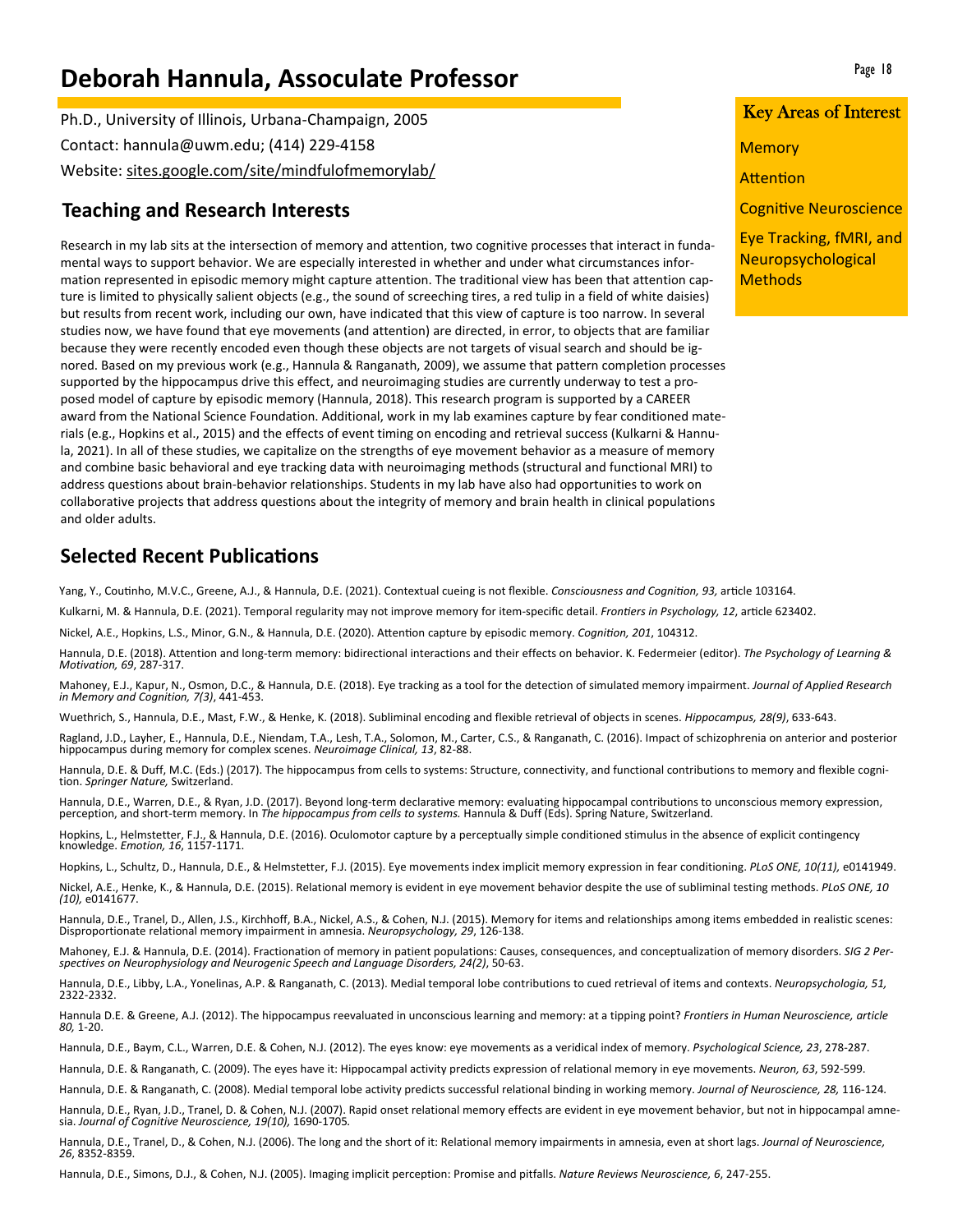# Deborah Hannula, Assoculate Professor

Ph.D., University of Illinois, Urbana-Champaign, 2005

Contact: hannula@uwm.edu; (414) 229-4158

Website: sites.google.com/site/mindfulofmemorylab/

### Key Areas of Interest

Memory

Attention

Cognitive Neuroscience

Eye Tracking, fMRI, and Neuropsychological Methods

## Teaching and Research Interests

Research in my lab sits at the intersection of memory and attention, two cognitive processes that interact in fundamental ways to support behavior. We are especially interested in whether and under what circumstances information represented in episodic memory might capture attention. The traditional view has been that attention capture is limited to physically salient objects (e.g., the sound of screeching tires, a red tulip in a field of white daisies) but results from recent work, including our own, have indicated that this view of capture is too narrow. In several studies now, we have found that eye movements (and attention) are directed, in error, to objects that are familiar because they were recently encoded even though these objects are not targets of visual search and should be ignored. Based on my previous work (e.g., Hannula & Ranganath, 2009), we assume that pattern completion processes supported by the hippocampus drive this effect, and neuroimaging studies are currently underway to test a proposed model of capture by episodic memory (Hannula, 2018). This research program is supported by a CAREER award from the National Science Foundation. Additional, work in my lab examines capture by fear conditioned materials (e.g., Hopkins et al., 2015) and the effects of event timing on encoding and retrieval success (Kulkarni & Hannula, 2021). In all of these studies, we capitalize on the strengths of eye movement behavior as a measure of memory and combine basic behavioral and eye tracking data with neuroimaging methods (structural and functional MRI) to address questions about brain-behavior relationships. Students in my lab have also had opportunities to work on collaborative projects that address questions about the integrity of memory and brain health in clinical populations and older adults.

## Selected Recent Publications

Yang, Y., Coutinho, M.V.C., Greene, A.J., & Hannula, D.E. (2021). Contextual cueing is not flexible. *Consciousness and Cognition, 93,* article 103164.

Kulkarni, M. & Hannula, D.E. (2021). Temporal regularity may not improve memory for item-specific detail. *Frontiers in Psychology, 12*, article 623402.

Nickel, A.E., Hopkins, L.S., Minor, G.N., & Hannula, D.E. (2020). Attention capture by episodic memory. *Cognition, 201*, 104312.

Hannula, D.E. (2018). Attention and long-term memory: bidirectional interactions and their effects on behavior. K. Federmeier (editor). *The Psychology of Learning & Motivation, 69*, 287-317.

Mahoney, E.J., Kapur, N., Osmon, D.C., & Hannula, D.E. (2018). Eye tracking as a tool for the detection of simulated memory impairment. *Journal of Applied Research in Memory and Cognition, 7(3)*, 441-453.

Wuethrich, S., Hannula, D.E., Mast, F.W., & Henke, K. (2018). Subliminal encoding and flexible retrieval of objects in scenes. *Hippocampus, 28(9)*, 633-643.

Ragland, J.D., Layher, E., Hannula, D.E., Niendam, T.A., Lesh, T.A., Solomon, M., Carter, C.S., & Ranganath, C. (2016). Impact of schizophrenia on anterior and posterior hippocampus during memory for complex scenes. *Neuroimage Clinical, 13*, 82-88.

Hannula, D.E. & Duff, M.C. (Eds.) (2017). The hippocampus from cells to systems: Structure, connectivity, and functional contributions to memory and flexible cognition. *Springer Nature,* Switzerland.

Hannula, D.E., Warren, D.E., & Ryan, J.D. (2017). Beyond long-term declarative memory: evaluating hippocampal contributions to unconscious memory expression, perception, and short-term memory. In *The hippocampus from cells to systems.* Hannula & Duff (Eds). Spring Nature, Switzerland.

Hopkins, L., Helmstetter, F.J., & Hannula, D.E. (2016). Oculomotor capture by a perceptually simple conditioned stimulus in the absence of explicit contingency knowledge. *Emotion, 16*, 1157-1171.

Hopkins, L., Schultz, D., Hannula, D.E., & Helmstetter, F.J. (2015). Eye movements index implicit memory expression in fear conditioning. *PLoS ONE, 10(11),* e0141949.

Nickel, A.E., Henke, K., & Hannula, D.E. (2015). Relational memory is evident in eye movement behavior despite the use of subliminal testing methods. *PLoS ONE, 10 (10),* e0141677.

Hannula, D.E., Tranel, D., Allen, J.S., Kirchhoff, B.A., Nickel, A.S., & Cohen, N.J. (2015). Memory for items and relationships among items embedded in realistic scenes: Disproportionate relational memory impairment in amnesia. *Neuropsychology, 29*, 126-138.

Mahoney, E.J. & Hannula, D.E. (2014). Fractionation of memory in patient populations: Causes, consequences, and conceptualization of memory disorders. *SIG 2 Perspectives on Neurophysiology and Neurogenic Speech and Language Disorders, 24(2)*, 50-63.

Hannula, D.E., Libby, L.A., Yonelinas, A.P. & Ranganath, C. (2013). Medial temporal lobe contributions to cued retrieval of items and contexts. *Neuropsychologia, 51,* 2322-2332.

Hannula D.E. & Greene, A.J. (2012). The hippocampus reevaluated in unconscious learning and memory: at a tipping point? *Frontiers in Human Neuroscience, article 80,* 1-20.

Hannula, D.E., Baym, C.L., Warren, D.E. & Cohen, N.J. (2012). The eyes know: eye movements as a veridical index of memory. *Psychological Science, 23*, 278-287.

Hannula, D.E. & Ranganath, C. (2009). The eyes have it: Hippocampal activity predicts expression of relational memory in eye movements. *Neuron, 63*, 592-599.

Hannula, D.E. & Ranganath, C. (2008). Medial temporal lobe activity predicts successful relational binding in working memory. *Journal of Neuroscience, 28,* 116-124.

Hannula, D.E., Ryan, J.D., Tranel, D. & Cohen, N.J. (2007). Rapid onset relational memory effects are evident in eye movement behavior, but not in hippocampal amnesia. *Journal of Cognitive Neuroscience, 19(10),* 1690-1705.

Hannula, D.E., Tranel, D., & Cohen, N.J. (2006). The long and the short of it: Relational memory impairments in amnesia, even at short lags. *Journal of Neuroscience, 26*, 8352-8359.

Hannula, D.E., Simons, D.J., & Cohen, N.J. (2005). Imaging implicit perception: Promise and pitfalls. *Nature Reviews Neuroscience, 6*, 247-255.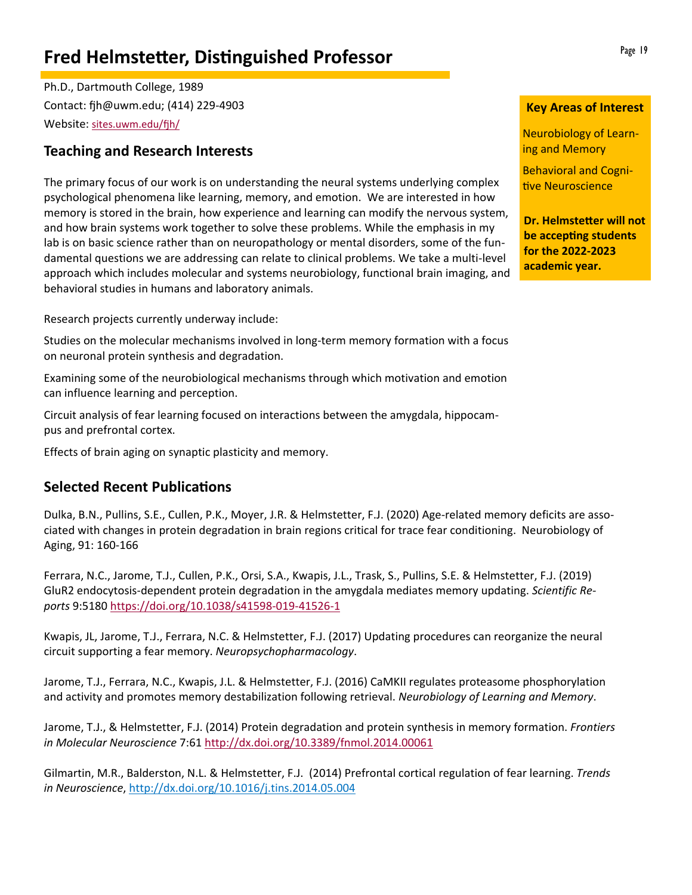# Fred Helmstetter, Distinguished Professor

Ph.D., Dartmouth College, 1989

Contact: fjh@uwm.edu; (414) 229-4903

Website: sites.uwm.edu/fjh/

**Key Areas of Interest**

Neurobiology of Learning and Memory

Behavioral and Cognitive Neuroscience

**Dr. Helmstetter will not be accepting students for the 2022-2023 academic year.**

## Teaching and Research Interests

The primary focus of our work is on understanding the neural systems underlying complex psychological phenomena like learning, memory, and emotion. We are interested in how memory is stored in the brain, how experience and learning can modify the nervous system, and how brain systems work together to solve these problems. While the emphasis in my lab is on basic science rather than on neuropathology or mental disorders, some of the fundamental questions we are addressing can relate to clinical problems. We take a multi-level approach which includes molecular and systems neurobiology, functional brain imaging, and behavioral studies in humans and laboratory animals.

Research projects currently underway include:

Studies on the molecular mechanisms involved in long-term memory formation with a focus on neuronal protein synthesis and degradation.

Examining some of the neurobiological mechanisms through which motivation and emotion can influence learning and perception.

Circuit analysis of fear learning focused on interactions between the amygdala, hippocampus and prefrontal cortex.

Effects of brain aging on synaptic plasticity and memory.

## Selected Recent Publications

Dulka, B.N., Pullins, S.E., Cullen, P.K., Moyer, J.R. & Helmstetter, F.J. (2020) Age-related memory deficits are associated with changes in protein degradation in brain regions critical for trace fear conditioning. Neurobiology of Aging, 91: 160-166

Ferrara, N.C., Jarome, T.J., Cullen, P.K., Orsi, S.A., Kwapis, J.L., Trask, S., Pullins, S.E. & Helmstetter, F.J. (2019) GluR2 endocytosis-dependent protein degradation in the amygdala mediates memory updating. *Scientific Reports* 9:5180 https://doi.org/10.1038/s41598-019-41526-1

Kwapis, JL, Jarome, T.J., Ferrara, N.C. & Helmstetter, F.J. (2017) Updating procedures can reorganize the neural circuit supporting a fear memory. *Neuropsychopharmacology*.

Jarome, T.J., Ferrara, N.C., Kwapis, J.L. & Helmstetter, F.J. (2016) CaMKII regulates proteasome phosphorylation and activity and promotes memory destabilization following retrieval. *Neurobiology of Learning and Memory*.

Jarome, T.J., & Helmstetter, F.J. (2014) Protein degradation and protein synthesis in memory formation. *Frontiers in Molecular Neuroscience* 7:61 http://dx.doi.org/10.3389/fnmol.2014.00061

Gilmartin, M.R., Balderston, N.L. & Helmstetter, F.J. (2014) Prefrontal cortical regulation of fear learning. *Trends in Neuroscience*, http://dx.doi.org/10.1016/j.tins.2014.05.004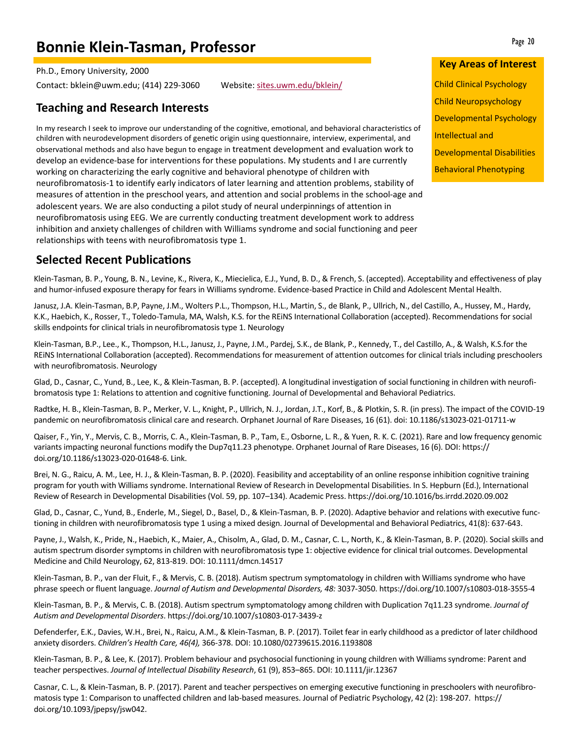# Bonnie Klein-Tasman, Professor

Ph.D., Emory University, 2000

Contact: bklein@uwm.edu; (414) 229-3060 Website: sites.uwm.edu/bklein/

**Key Areas of Interest**

- Child Clinical Psychology
- Child Neuropsychology
- Developmental Psychology
- Intellectual and Developmental Disabilities
- Behavioral Phenotyping

## Teaching and Research Interests

In my research I seek to improve our understanding of the cognitive, emotional, and behavioral characteristics of children with neurodevelopment disorders of genetic origin using questionnaire, interview, experimental, and observational methods and also have begun to engage in treatment development and evaluation work to develop an evidence-base for interventions for these populations. My students and I are currently working on characterizing the early cognitive and behavioral phenotype of children with neurofibromatosis-1 to identify early indicators of later learning and attention problems, stability of measures of attention in the preschool years, and attention and social problems in the school-age and adolescent years. We are also conducting a pilot study of neural underpinnings of attention in neurofibromatosis using EEG. We are currently conducting treatment development work to address inhibition and anxiety challenges of children with Williams syndrome and social functioning and peer relationships with teens with neurofibromatosis type 1.

## Selected Recent Publications

Klein-Tasman, B. P., Young, B. N., Levine, K., Rivera, K., Miecielica, E.J., Yund, B. D., & French, S. (accepted). Acceptability and effectiveness of play and humor-infused exposure therapy for fears in Williams syndrome. Evidence-based Practice in Child and Adolescent Mental Health.

Janusz, J.A. Klein-Tasman, B.P, Payne, J.M., Wolters P.L., Thompson, H.L., Martin, S., de Blank, P., Ullrich, N., del Castillo, A., Hussey, M., Hardy, K.K., Haebich, K., Rosser, T., Toledo-Tamula, MA, Walsh, K.S. for the REiNS International Collaboration (accepted). Recommendations for social skills endpoints for clinical trials in neurofibromatosis type 1. Neurology

Klein-Tasman, B.P., Lee., K., Thompson, H.L., Janusz, J., Payne, J.M., Pardej, S.K., de Blank, P., Kennedy, T., del Castillo, A., & Walsh, K.S.for the REiNS International Collaboration (accepted). Recommendations for measurement of attention outcomes for clinical trials including preschoolers with neurofibromatosis. Neurology

Glad, D., Casnar, C., Yund, B., Lee, K., & Klein-Tasman, B. P. (accepted). A longitudinal investigation of social functioning in children with neurofibromatosis type 1: Relations to attention and cognitive functioning. Journal of Developmental and Behavioral Pediatrics.

Radtke, H. B., Klein-Tasman, B. P., Merker, V. L., Knight, P., Ullrich, N. J., Jordan, J.T., Korf, B., & Plotkin, S. R. (in press). The impact of the COVID-19 pandemic on neurofibromatosis clinical care and research. Orphanet Journal of Rare Diseases, 16 (61). doi: 10.1186/s13023-021-01711-w

Qaiser, F., Yin, Y., Mervis, C. B., Morris, C. A., Klein-Tasman, B. P., Tam, E., Osborne, L. R., & Yuen, R. K. C. (2021). Rare and low frequency genomic variants impacting neuronal functions modify the Dup7q11.23 phenotype. Orphanet Journal of Rare Diseases, 16 (6). DOI: https://doi.org/10.1186/s13023-020-01648-6. Link.

Brei, N. G., Raicu, A. M., Lee, H. J., & Klein-Tasman, B. P. (2020). Feasibility and acceptability of an online response inhibition cognitive training program for youth with Williams syndrome. International Review of Research in Developmental Disabilities. In S. Hepburn (Ed.), International Review of Research in Developmental Disabilities (Vol. 59, pp. 107–134). Academic Press. https://doi.org/10.1016/bs.irrdd.2020.09.002

Glad, D., Casnar, C., Yund, B., Enderle, M., Siegel, D., Basel, D., & Klein-Tasman, B. P. (2020). Adaptive behavior and relations with executive functioning in children with neurofibromatosis type 1 using a mixed design. Journal of Developmental and Behavioral Pediatrics, 41(8): 637-643.

Payne, J., Walsh, K., Pride, N., Haebich, K., Maier, A., Chisolm, A., Glad, D. M., Casnar, C. L., North, K., & Klein-Tasman, B. P. (2020). Social skills and autism spectrum disorder symptoms in children with neurofibromatosis type 1: objective evidence for clinical trial outcomes. Developmental Medicine and Child Neurology, 62, 813-819. DOI: 10.1111/dmcn.14517

Klein-Tasman, B. P., van der Fluit, F., & Mervis, C. B. (2018). Autism spectrum symptomatology in children with Williams syndrome who have phrase speech or fluent language. *Journal of Autism and Developmental Disorders, 48:* 3037-3050. https://doi.org/10.1007/s10803-018-3555-4

Klein-Tasman, B. P., & Mervis, C. B. (2018). Autism spectrum symptomatology among children with Duplication 7q11.23 syndrome. *Journal of Autism and Developmental Disorders*. https://doi.org/10.1007/s10803-017-3439-z

Defenderfer, E.K., Davies, W.H., Brei, N., Raicu, A.M., & Klein-Tasman, B. P. (2017). Toilet fear in early childhood as a predictor of later childhood anxiety disorders. *Children's Health Care, 46(4),* 366-378. DOI: 10.1080/02739615.2016.1193808

Klein-Tasman, B. P., & Lee, K. (2017). Problem behaviour and psychosocial functioning in young children with Williams syndrome: Parent and teacher perspectives. *Journal of Intellectual Disability Research*, 61 (9), 853–865. DOI: 10.1111/jir.12367

Casnar, C. L., & Klein-Tasman, B. P. (2017). Parent and teacher perspectives on emerging executive functioning in preschoolers with neurofibromatosis type 1: Comparison to unaffected children and lab-based measures. Journal of Pediatric Psychology, 42 (2): 198-207. https://doi.org/10.1093/jpepsy/jsw042.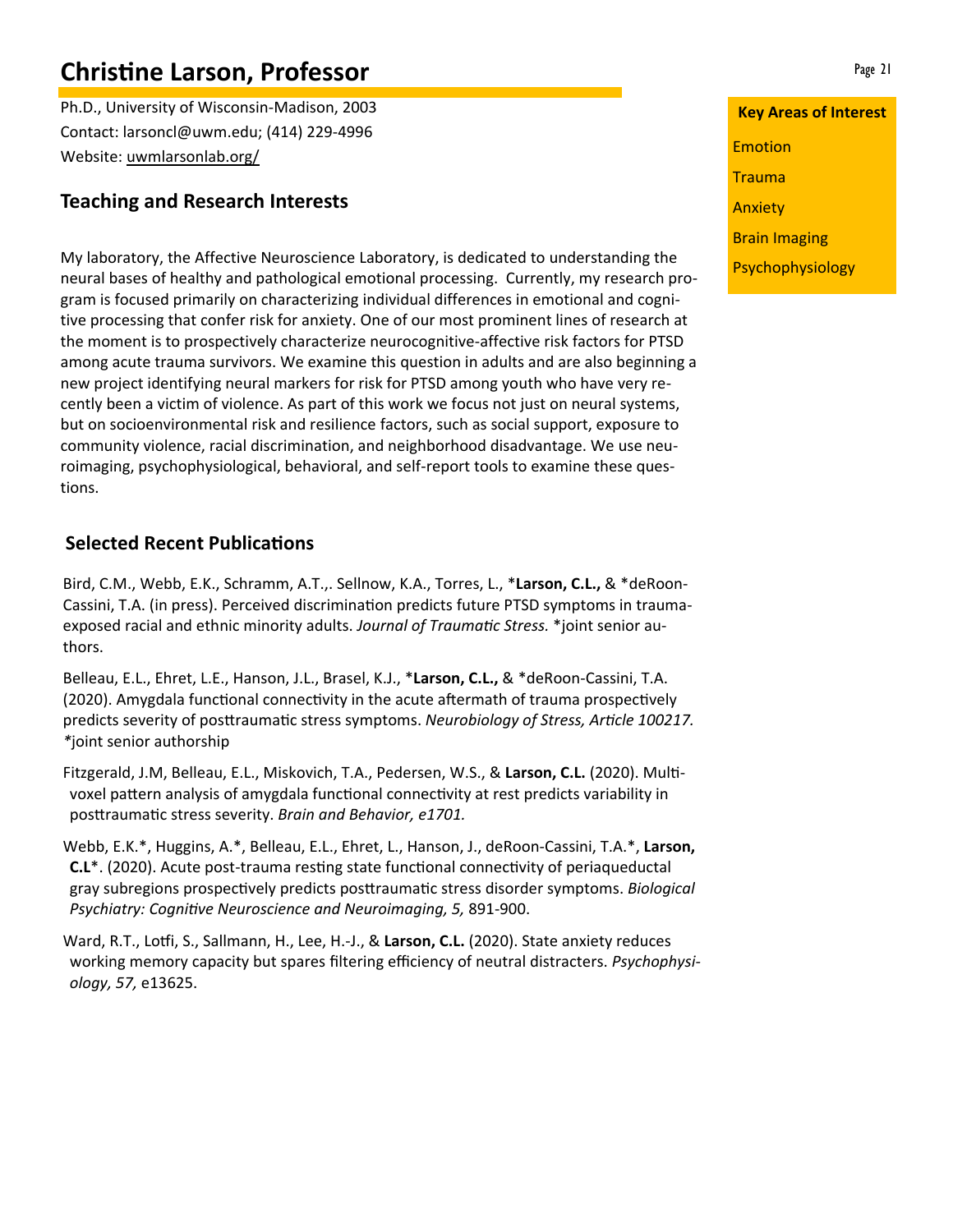# Christine Larson, Professor

Ph.D., University of Wisconsin-Madison, 2003

Contact: larsoncl@uwm.edu; (414) 229-4996

Website: uwmlarsonlab.org/

**Key Areas of Interest**

- Emotion
- Trauma
- Anxiety
- Brain Imaging
- Psychophysiology

## Teaching and Research Interests

My laboratory, the Affective Neuroscience Laboratory, is dedicated to understanding the neural bases of healthy and pathological emotional processing. Currently, my research program is focused primarily on characterizing individual differences in emotional and cognitive processing that confer risk for anxiety. One of our most prominent lines of research at the moment is to prospectively characterize neurocognitive-affective risk factors for PTSD among acute trauma survivors. We examine this question in adults and are also beginning a new project identifying neural markers for risk for PTSD among youth who have very recently been a victim of violence. As part of this work we focus not just on neural systems, but on socioenvironmental risk and resilience factors, such as social support, exposure to community violence, racial discrimination, and neighborhood disadvantage. We use neuroimaging, psychophysiological, behavioral, and self-report tools to examine these questions.

## Selected Recent Publications

Bird, C.M., Webb, E.K., Schramm, A.T.,. Sellnow, K.A., Torres, L., ***Larson, C.L.,** & *deRoon-Cassini, T.A. (in press). Perceived discrimination predicts future PTSD symptoms in trauma-exposed racial and ethnic minority adults. *Journal of Traumatic Stress.* *joint senior authors.

Belleau, E.L., Ehret, L.E., Hanson, J.L., Brasel, K.J., ***Larson, C.L.,** & *deRoon-Cassini, T.A. (2020). Amygdala functional connectivity in the acute aftermath of trauma prospectively predicts severity of posttraumatic stress symptoms. *Neurobiology of Stress, Article 100217.* *joint senior authorship

Fitzgerald, J.M, Belleau, E.L., Miskovich, T.A., Pedersen, W.S., & **Larson, C.L.** (2020). Multi-voxel pattern analysis of amygdala functional connectivity at rest predicts variability in posttraumatic stress severity. *Brain and Behavior, e1701.*

Webb, E.K.*, Huggins, A.*, Belleau, E.L., Ehret, L., Hanson, J., deRoon-Cassini, T.A.*, **Larson, C.L***. (2020). Acute post-trauma resting state functional connectivity of periaqueductal gray subregions prospectively predicts posttraumatic stress disorder symptoms. *Biological Psychiatry: Cognitive Neuroscience and Neuroimaging, 5,* 891-900.

Ward, R.T., Lotfi, S., Sallmann, H., Lee, H.-J., & **Larson, C.L.** (2020). State anxiety reduces working memory capacity but spares filtering efficiency of neutral distracters. *Psychophysiology, 57,* e13625.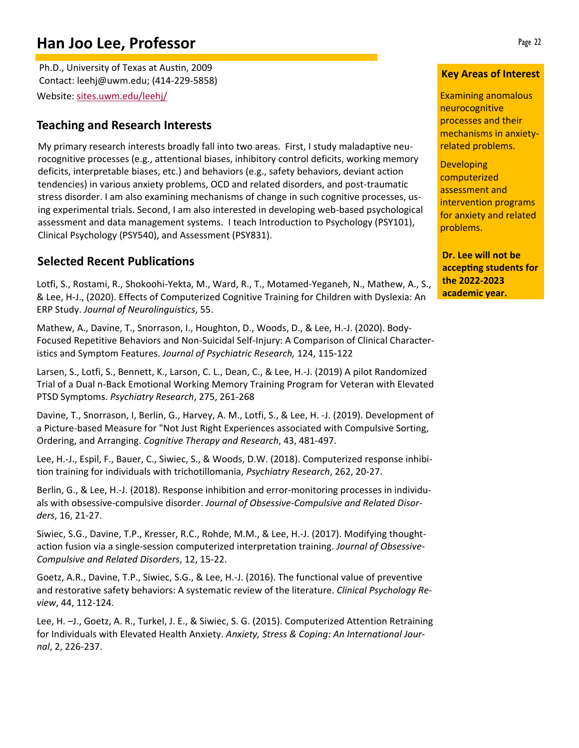# Han Joo Lee, Professor

Ph.D., University of Texas at Austin, 2009
Contact: leehj@uwm.edu; (414-229-5858)
Website: sites.uwm.edu/leehj/

## Teaching and Research Interests

My primary research interests broadly fall into two areas. First, I study maladaptive neurocognitive processes (e.g., attentional biases, inhibitory control deficits, working memory deficits, interpretable biases, etc.) and behaviors (e.g., safety behaviors, deviant action tendencies) in various anxiety problems, OCD and related disorders, and post-traumatic stress disorder. I am also examining mechanisms of change in such cognitive processes, using experimental trials. Second, I am also interested in developing web-based psychological assessment and data management systems. I teach Introduction to Psychology (PSY101), Clinical Psychology (PSY540), and Assessment (PSY831).

## Selected Recent Publications

Lotfi, S., Rostami, R., Shokoohi-Yekta, M., Ward, R., T., Motamed-Yeganeh, N., Mathew, A., S., & Lee, H-J., (2020). Effects of Computerized Cognitive Training for Children with Dyslexia: An ERP Study. *Journal of Neurolinguistics*, 55.

Mathew, A., Davine, T., Snorrason, I., Houghton, D., Woods, D., & Lee, H.-J. (2020). Body-Focused Repetitive Behaviors and Non-Suicidal Self-Injury: A Comparison of Clinical Characteristics and Symptom Features. *Journal of Psychiatric Research,* 124, 115-122

Larsen, S., Lotfi, S., Bennett, K., Larson, C. L., Dean, C., & Lee, H.-J. (2019) A pilot Randomized Trial of a Dual n-Back Emotional Working Memory Training Program for Veteran with Elevated PTSD Symptoms. *Psychiatry Research*, 275, 261-268

Davine, T., Snorrason, I, Berlin, G., Harvey, A. M., Lotfi, S., & Lee, H. -J. (2019). Development of a Picture-based Measure for "Not Just Right Experiences associated with Compulsive Sorting, Ordering, and Arranging. *Cognitive Therapy and Research*, 43, 481-497.

Lee, H.-J., Espil, F., Bauer, C., Siwiec, S., & Woods, D.W. (2018). Computerized response inhibition training for individuals with trichotillomania, *Psychiatry Research*, 262, 20-27.

Berlin, G., & Lee, H.-J. (2018). Response inhibition and error-monitoring processes in individuals with obsessive-compulsive disorder. *Journal of Obsessive-Compulsive and Related Disorders*, 16, 21-27.

Siwiec, S.G., Davine, T.P., Kresser, R.C., Rohde, M.M., & Lee, H.-J. (2017). Modifying thought-action fusion via a single-session computerized interpretation training. *Journal of Obsessive-Compulsive and Related Disorders*, 12, 15-22.

Goetz, A.R., Davine, T.P., Siwiec, S.G., & Lee, H.-J. (2016). The functional value of preventive and restorative safety behaviors: A systematic review of the literature. *Clinical Psychology Review*, 44, 112-124.

Lee, H. –J., Goetz, A. R., Turkel, J. E., & Siwiec, S. G. (2015). Computerized Attention Retraining for Individuals with Elevated Health Anxiety. *Anxiety, Stress & Coping: An International Journal*, 2, 226-237.

### Key Areas of Interest

Examining anomalous neurocognitive processes and their mechanisms in anxiety-related problems.

Developing computerized assessment and intervention programs for anxiety and related problems.

**Dr. Lee will not be accepting students for the 2022-2023 academic year.**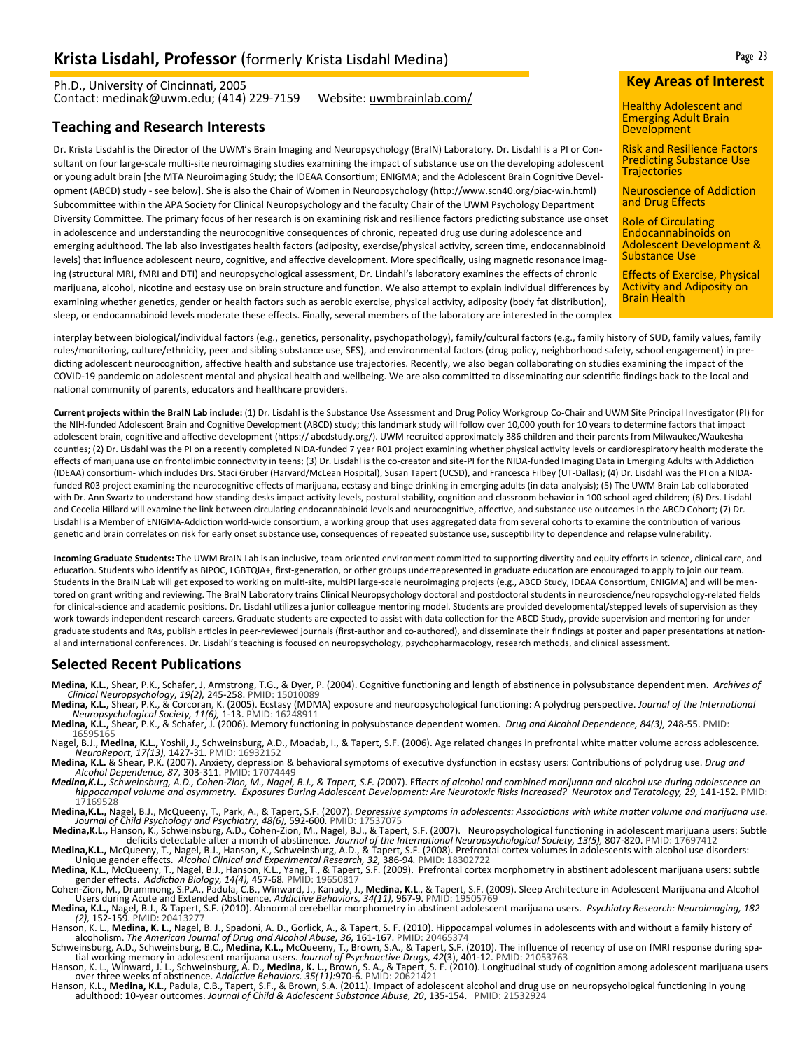# Krista Lisdahl, Professor (formerly Krista Lisdahl Medina)

Ph.D., University of Cincinnati, 2005
Contact: medinak@uwm.edu; (414) 229-7159 Website: uwmbrainlab.com/

## Key Areas of Interest

- Healthy Adolescent and Emerging Adult Brain Development
- Risk and Resilience Factors Predicting Substance Use Trajectories
- Neuroscience of Addiction and Drug Effects
- Role of Circulating Endocannabinoids on Adolescent Development & Substance Use
- Effects of Exercise, Physical Activity and Adiposity on Brain Health

## Teaching and Research Interests

Dr. Krista Lisdahl is the Director of the UWM's Brain Imaging and Neuropsychology (BraIN) Laboratory. Dr. Lisdahl is a PI or Consultant on four large-scale multi-site neuroimaging studies examining the impact of substance use on the developing adolescent or young adult brain [the MTA Neuroimaging Study; the IDEAA Consortium; ENIGMA; and the Adolescent Brain Cognitive Development (ABCD) study - see below]. She is also the Chair of Women in Neuropsychology (http://www.scn40.org/piac-win.html) Subcommittee within the APA Society for Clinical Neuropsychology and the faculty Chair of the UWM Psychology Department Diversity Committee. The primary focus of her research is on examining risk and resilience factors predicting substance use onset in adolescence and understanding the neurocognitive consequences of chronic, repeated drug use during adolescence and emerging adulthood. The lab also investigates health factors (adiposity, exercise/physical activity, screen time, endocannabinoid levels) that influence adolescent neuro, cognitive, and affective development. More specifically, using magnetic resonance imaging (structural MRI, fMRI and DTI) and neuropsychological assessment, Dr. Lindahl's laboratory examines the effects of chronic marijuana, alcohol, nicotine and ecstasy use on brain structure and function. We also attempt to explain individual differences by examining whether genetics, gender or health factors such as aerobic exercise, physical activity, adiposity (body fat distribution), sleep, or endocannabinoid levels moderate these effects. Finally, several members of the laboratory are interested in the complex interplay between biological/individual factors (e.g., genetics, personality, psychopathology), family/cultural factors (e.g., family history of SUD, family values, family rules/monitoring, culture/ethnicity, peer and sibling substance use, SES), and environmental factors (drug policy, neighborhood safety, school engagement) in predicting adolescent neurocognition, affective health and substance use trajectories. Recently, we also began collaborating on studies examining the impact of the COVID-19 pandemic on adolescent mental and physical health and wellbeing. We are also committed to disseminating our scientific findings back to the local and national community of parents, educators and healthcare providers.

**Current projects within the BraIN Lab include:** (1) Dr. Lisdahl is the Substance Use Assessment and Drug Policy Workgroup Co-Chair and UWM Site Principal Investigator (PI) for the NIH-funded Adolescent Brain and Cognitive Development (ABCD) study; this landmark study will follow over 10,000 youth for 10 years to determine factors that impact adolescent brain, cognitive and affective development (https:// abcdstudy.org/). UWM recruited approximately 386 children and their parents from Milwaukee/Waukesha counties; (2) Dr. Lisdahl was the PI on a recently completed NIDA-funded 7 year R01 project examining whether physical activity levels or cardiorespiratory health moderate the effects of marijuana use on frontolimbic connectivity in teens; (3) Dr. Lisdahl is the co-creator and site-PI for the NIDA-funded Imaging Data in Emerging Adults with Addiction (IDEAA) consortium- which includes Drs. Staci Gruber (Harvard/McLean Hospital), Susan Tapert (UCSD), and Francesca Filbey (UT-Dallas); (4) Dr. Lisdahl was the PI on a NIDA-funded R03 project examining the neurocognitive effects of marijuana, ecstasy and binge drinking in emerging adults (in data-analysis); (5) The UWM Brain Lab collaborated with Dr. Ann Swartz to understand how standing desks impact activity levels, postural stability, cognition and classroom behavior in 100 school-aged children; (6) Drs. Lisdahl and Cecelia Hillard will examine the link between circulating endocannabinoid levels and neurocognitive, affective, and substance use outcomes in the ABCD Cohort; (7) Dr. Lisdahl is a Member of ENIGMA-Addiction world-wide consortium, a working group that uses aggregated data from several cohorts to examine the contribution of various genetic and brain correlates on risk for early onset substance use, consequences of repeated substance use, susceptibility to dependence and relapse vulnerability.

**Incoming Graduate Students:** The UWM BraIN Lab is an inclusive, team-oriented environment committed to supporting diversity and equity efforts in science, clinical care, and education. Students who identify as BIPOC, LGBTQIA+, first-generation, or other groups underrepresented in graduate education are encouraged to apply to join our team. Students in the BraIN Lab will get exposed to working on multi-site, multiPI large-scale neuroimaging projects (e.g., ABCD Study, IDEAA Consortium, ENIGMA) and will be mentored on grant writing and reviewing. The BraIN Laboratory trains Clinical Neuropsychology doctoral and postdoctoral students in neuroscience/neuropsychology-related fields for clinical-science and academic positions. Dr. Lisdahl utilizes a junior colleague mentoring model. Students are provided developmental/stepped levels of supervision as they work towards independent research careers. Graduate students are expected to assist with data collection for the ABCD Study, provide supervision and mentoring for undergraduate students and RAs, publish articles in peer-reviewed journals (first-author and co-authored), and disseminate their findings at poster and paper presentations at national and international conferences. Dr. Lisdahl's teaching is focused on neuropsychology, psychopharmacology, research methods, and clinical assessment.

## Selected Recent Publications

**Medina, K.L.,** Shear, P.K., Schafer, J, Armstrong, T.G., & Dyer, P. (2004). Cognitive functioning and length of abstinence in polysubstance dependent men. *Archives of Clinical Neuropsychology, 19(2),* 245-258. PMID: 15010089

**Medina, K.L.,** Shear, P.K., & Corcoran, K. (2005). Ecstasy (MDMA) exposure and neuropsychological functioning: A polydrug perspective. *Journal of the International Neuropsychological Society, 11(6),* 1-13. PMID: 16248911

**Medina, K.L.,** Shear, P.K., & Schafer, J. (2006). Memory functioning in polysubstance dependent women. *Drug and Alcohol Dependence, 84(3),* 248-55. PMID: 16595165

Nagel, B.J., **Medina, K.L.,** Yoshii, J., Schweinsburg, A.D., Moadab, I., & Tapert, S.F. (2006). Age related changes in prefrontal white matter volume across adolescence. *NeuroReport, 17(13),* 1427-31. PMID: 16932152

**Medina, K.L.** & Shear, P.K. (2007). Anxiety, depression & behavioral symptoms of executive dysfunction in ecstasy users: Contributions of polydrug use. *Drug and Alcohol Dependence, 87,* 303-311. PMID: 17074449

***Medina,K.L.,** Schweinsburg, A.D., Cohen-Zion, M., Nagel, B.J., & Tapert, S.F. (*2007). E*ffects of alcohol and combined marijuana and alcohol use during adolescence on hippocampal volume and asymmetry. Exposures During Adolescent Development: Are Neurotoxic Risks Increased? Neurotox and Teratology, 29,* 141-152. PMID: 17169528

**Medina,K.L.,** Nagel, B.J., McQueeny, T., Park, A., & Tapert, S.F. (2007). *Depressive symptoms in adolescents: Associations with white matter volume and marijuana use. Journal of Child Psychology and Psychiatry, 48(6),* 592-600. PMID: 17537075

**Medina,K.L.,** Hanson, K., Schweinsburg, A.D., Cohen-Zion, M., Nagel, B.J., & Tapert, S.F. (2007). Neuropsychological functioning in adolescent marijuana users: Subtle deficits detectable after a month of abstinence. *Journal of the International Neuropsychological Society, 13(5),* 807-820. PMID: 17697412

**Medina,K.L.,** McQueeny, T., Nagel, B.J., Hanson, K., Schweinsburg, A.D., & Tapert, S.F. (2008). Prefrontal cortex volumes in adolescents with alcohol use disorders: Unique gender effects. *Alcohol Clinical and Experimental Research, 32,* 386-94. PMID: 18302722

**Medina, K.L.,** McQueeny, T., Nagel, B.J., Hanson, K.L., Yang, T., & Tapert, S.F. (2009). Prefrontal cortex morphometry in abstinent adolescent marijuana users: subtle gender effects. *Addiction Biology, 14(4),* 457-68. PMID: 19650817

Cohen-Zion, M., Drummong, S.P.A., Padula, C.B., Winward, J., Kanady, J., **Medina, K.L**., & Tapert, S.F. (2009). Sleep Architecture in Adolescent Marijuana and Alcohol Users during Acute and Extended Abstinence. *Addictive Behaviors, 34(11),* 967-9. PMID: 19505769

**Medina, K.L.,** Nagel, B.J., & Tapert, S.F. (2010). Abnormal cerebellar morphometry in abstinent adolescent marijuana users. *Psychiatry Research: Neuroimaging, 182 (2),* 152-159. PMID: 20413277

Hanson, K. L., **Medina, K. L.,** Nagel, B. J., Spadoni, A. D., Gorlick, A., & Tapert, S. F. (2010). Hippocampal volumes in adolescents with and without a family history of alcoholism. *The American Journal of Drug and Alcohol Abuse, 36,* 161-167. PMID: 20465374

Schweinsburg, A.D., Schweinsburg, B.C., **Medina, K.L.,** McQueeny, T., Brown, S.A., & Tapert, S.F. (2010). The influence of recency of use on fMRI response during spatial working memory in adolescent marijuana users. *Journal of Psychoactive Drugs, 42*(3), 401-12. PMID: 21053763

Hanson, K. L., Winward, J. L., Schweinsburg, A. D., **Medina, K. L.,** Brown, S. A., & Tapert, S. F. (2010). Longitudinal study of cognition among adolescent marijuana users over three weeks of abstinence. *Addictive Behaviors. 35(11)*:970-6. PMID: 20621421

Hanson, K.L., **Medina, K.L**., Padula, C.B., Tapert, S.F., & Brown, S.A. (2011). Impact of adolescent alcohol and drug use on neuropsychological functioning in young adulthood: 10-year outcomes. *Journal of Child & Adolescent Substance Abuse, 20*, 135-154. PMID: 21532924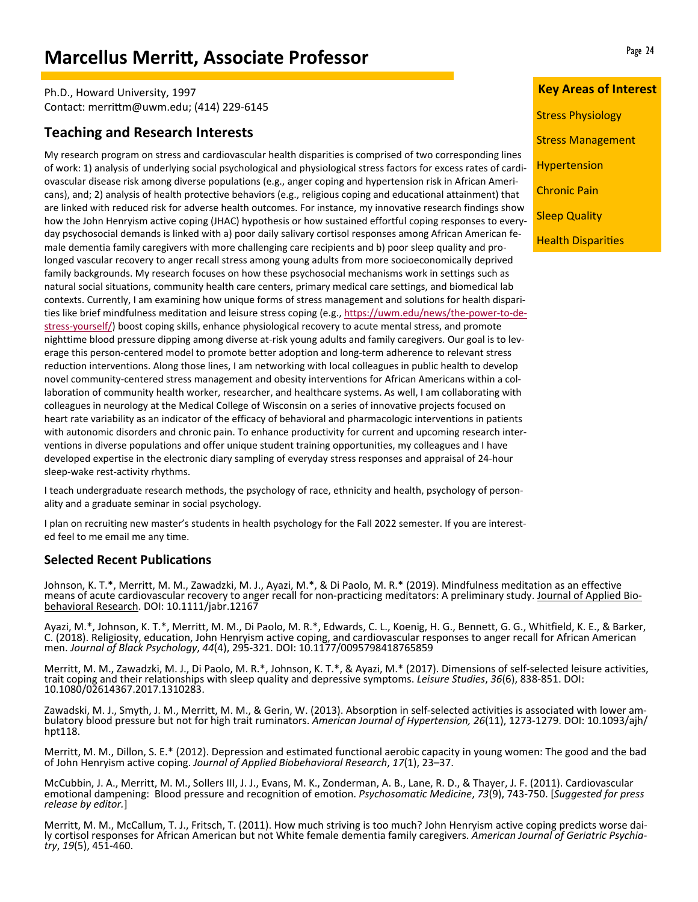# Marcellus Merritt, Associate Professor

Ph.D., Howard University, 1997
Contact: merrittm@uwm.edu; (414) 229-6145

## Teaching and Research Interests

My research program on stress and cardiovascular health disparities is comprised of two corresponding lines of work: 1) analysis of underlying social psychological and physiological stress factors for excess rates of cardiovascular disease risk among diverse populations (e.g., anger coping and hypertension risk in African Americans), and; 2) analysis of health protective behaviors (e.g., religious coping and educational attainment) that are linked with reduced risk for adverse health outcomes. For instance, my innovative research findings show how the John Henryism active coping (JHAC) hypothesis or how sustained effortful coping responses to everyday psychosocial demands is linked with a) poor daily salivary cortisol responses among African American female dementia family caregivers with more challenging care recipients and b) poor sleep quality and prolonged vascular recovery to anger recall stress among young adults from more socioeconomically deprived family backgrounds. My research focuses on how these psychosocial mechanisms work in settings such as natural social situations, community health care centers, primary medical care settings, and biomedical lab contexts. Currently, I am examining how unique forms of stress management and solutions for health disparities like brief mindfulness meditation and leisure stress coping (e.g., https://uwm.edu/news/the-power-to-de-stress-yourself/) boost coping skills, enhance physiological recovery to acute mental stress, and promote nighttime blood pressure dipping among diverse at-risk young adults and family caregivers. Our goal is to leverage this person-centered model to promote better adoption and long-term adherence to relevant stress reduction interventions. Along those lines, I am networking with local colleagues in public health to develop novel community-centered stress management and obesity interventions for African Americans within a collaboration of community health worker, researcher, and healthcare systems. As well, I am collaborating with colleagues in neurology at the Medical College of Wisconsin on a series of innovative projects focused on heart rate variability as an indicator of the efficacy of behavioral and pharmacologic interventions in patients with autonomic disorders and chronic pain. To enhance productivity for current and upcoming research interventions in diverse populations and offer unique student training opportunities, my colleagues and I have developed expertise in the electronic diary sampling of everyday stress responses and appraisal of 24-hour sleep-wake rest-activity rhythms.

I teach undergraduate research methods, the psychology of race, ethnicity and health, psychology of personality and a graduate seminar in social psychology.

I plan on recruiting new master's students in health psychology for the Fall 2022 semester. If you are interested feel to me email me any time.

**Key Areas of Interest**

- Stress Physiology
- Stress Management
- Hypertension
- Chronic Pain
- Sleep Quality
- Health Disparities

## Selected Recent Publications

Johnson, K. T.*, Merritt, M. M., Zawadzki, M. J., Ayazi, M.*, & Di Paolo, M. R.* (2019). Mindfulness meditation as an effective means of acute cardiovascular recovery to anger recall for non-practicing meditators: A preliminary study. Journal of Applied Biobehavioral Research. DOI: 10.1111/jabr.12167

Ayazi, M.*, Johnson, K. T.*, Merritt, M. M., Di Paolo, M. R.*, Edwards, C. L., Koenig, H. G., Bennett, G. G., Whitfield, K. E., & Barker, C. (2018). Religiosity, education, John Henryism active coping, and cardiovascular responses to anger recall for African American men. *Journal of Black Psychology*, *44*(4), 295-321. DOI: 10.1177/0095798418765859

Merritt, M. M., Zawadzki, M. J., Di Paolo, M. R.*, Johnson, K. T.*, & Ayazi, M.* (2017). Dimensions of self-selected leisure activities, trait coping and their relationships with sleep quality and depressive symptoms. *Leisure Studies*, *36*(6), 838-851. DOI: 10.1080/02614367.2017.1310283.

Zawadski, M. J., Smyth, J. M., Merritt, M. M., & Gerin, W. (2013). Absorption in self-selected activities is associated with lower ambulatory blood pressure but not for high trait ruminators. *American Journal of Hypertension, 26*(11), 1273-1279. DOI: 10.1093/ajh/hpt118.

Merritt, M. M., Dillon, S. E.* (2012). Depression and estimated functional aerobic capacity in young women: The good and the bad of John Henryism active coping. *Journal of Applied Biobehavioral Research*, *17*(1), 23–37.

McCubbin, J. A., Merritt, M. M., Sollers III, J. J., Evans, M. K., Zonderman, A. B., Lane, R. D., & Thayer, J. F. (2011). Cardiovascular emotional dampening: Blood pressure and recognition of emotion. *Psychosomatic Medicine*, *73*(9), 743-750. [*Suggested for press release by editor.*]

Merritt, M. M., McCallum, T. J., Fritsch, T. (2011). How much striving is too much? John Henryism active coping predicts worse daily cortisol responses for African American but not White female dementia family caregivers. *American Journal of Geriatric Psychiatry*, *19*(5), 451-460.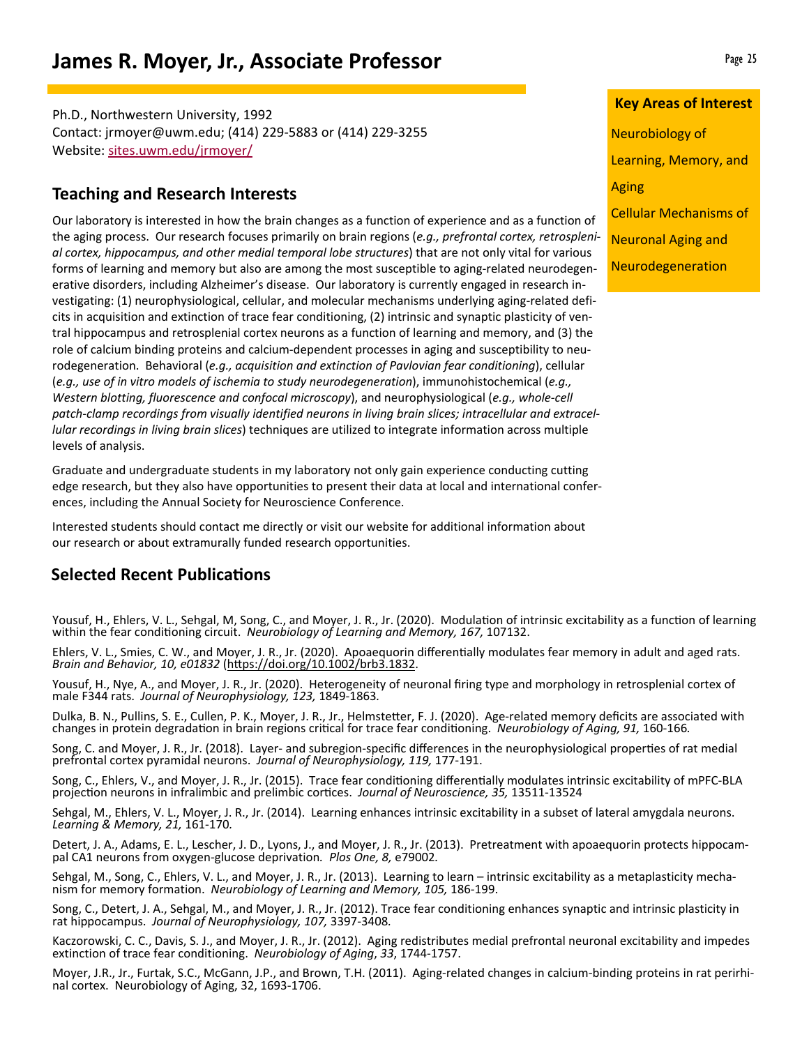# James R. Moyer, Jr., Associate Professor

Ph.D., Northwestern University, 1992
Contact: jrmoyer@uwm.edu; (414) 229-5883 or (414) 229-3255
Website: sites.uwm.edu/jrmoyer/

**Key Areas of Interest**

Neurobiology of Learning, Memory, and Aging

Cellular Mechanisms of Neuronal Aging and Neurodegeneration

## Teaching and Research Interests

Our laboratory is interested in how the brain changes as a function of experience and as a function of the aging process. Our research focuses primarily on brain regions (*e.g., prefrontal cortex, retrosplenial cortex, hippocampus, and other medial temporal lobe structures*) that are not only vital for various forms of learning and memory but also are among the most susceptible to aging-related neurodegenerative disorders, including Alzheimer's disease. Our laboratory is currently engaged in research investigating: (1) neurophysiological, cellular, and molecular mechanisms underlying aging-related deficits in acquisition and extinction of trace fear conditioning, (2) intrinsic and synaptic plasticity of ventral hippocampus and retrosplenial cortex neurons as a function of learning and memory, and (3) the role of calcium binding proteins and calcium-dependent processes in aging and susceptibility to neurodegeneration. Behavioral (*e.g., acquisition and extinction of Pavlovian fear conditioning*), cellular (*e.g., use of in vitro models of ischemia to study neurodegeneration*), immunohistochemical (*e.g., Western blotting, fluorescence and confocal microscopy*), and neurophysiological (*e.g., whole-cell patch-clamp recordings from visually identified neurons in living brain slices; intracellular and extracellular recordings in living brain slices*) techniques are utilized to integrate information across multiple levels of analysis.

Graduate and undergraduate students in my laboratory not only gain experience conducting cutting edge research, but they also have opportunities to present their data at local and international conferences, including the Annual Society for Neuroscience Conference.

Interested students should contact me directly or visit our website for additional information about our research or about extramurally funded research opportunities.

## Selected Recent Publications

Yousuf, H., Ehlers, V. L., Sehgal, M, Song, C., and Moyer, J. R., Jr. (2020). Modulation of intrinsic excitability as a function of learning within the fear conditioning circuit. *Neurobiology of Learning and Memory, 167,* 107132.

Ehlers, V. L., Smies, C. W., and Moyer, J. R., Jr. (2020). Apoaequorin differentially modulates fear memory in adult and aged rats. *Brain and Behavior, 10, e01832* (https://doi.org/10.1002/brb3.1832.

Yousuf, H., Nye, A., and Moyer, J. R., Jr. (2020). Heterogeneity of neuronal firing type and morphology in retrosplenial cortex of male F344 rats. *Journal of Neurophysiology, 123,* 1849-1863.

Dulka, B. N., Pullins, S. E., Cullen, P. K., Moyer, J. R., Jr., Helmstetter, F. J. (2020). Age-related memory deficits are associated with changes in protein degradation in brain regions critical for trace fear conditioning. *Neurobiology of Aging, 91,* 160-166.

Song, C. and Moyer, J. R., Jr. (2018). Layer- and subregion-specific differences in the neurophysiological properties of rat medial prefrontal cortex pyramidal neurons. *Journal of Neurophysiology, 119,* 177-191.

Song, C., Ehlers, V., and Moyer, J. R., Jr. (2015). Trace fear conditioning differentially modulates intrinsic excitability of mPFC-BLA projection neurons in infralimbic and prelimbic cortices. *Journal of Neuroscience, 35,* 13511-13524

Sehgal, M., Ehlers, V. L., Moyer, J. R., Jr. (2014). Learning enhances intrinsic excitability in a subset of lateral amygdala neurons. *Learning & Memory, 21,* 161-170.

Detert, J. A., Adams, E. L., Lescher, J. D., Lyons, J., and Moyer, J. R., Jr. (2013). Pretreatment with apoaequorin protects hippocampal CA1 neurons from oxygen-glucose deprivation. *Plos One, 8,* e79002.

Sehgal, M., Song, C., Ehlers, V. L., and Moyer, J. R., Jr. (2013). Learning to learn – intrinsic excitability as a metaplasticity mechanism for memory formation. *Neurobiology of Learning and Memory, 105,* 186-199.

Song, C., Detert, J. A., Sehgal, M., and Moyer, J. R., Jr. (2012). Trace fear conditioning enhances synaptic and intrinsic plasticity in rat hippocampus. *Journal of Neurophysiology, 107,* 3397-3408.

Kaczorowski, C. C., Davis, S. J., and Moyer, J. R., Jr. (2012). Aging redistributes medial prefrontal neuronal excitability and impedes extinction of trace fear conditioning. *Neurobiology of Aging*, *33*, 1744-1757.

Moyer, J.R., Jr., Furtak, S.C., McGann, J.P., and Brown, T.H. (2011). Aging-related changes in calcium-binding proteins in rat perirhinal cortex. Neurobiology of Aging, 32, 1693-1706.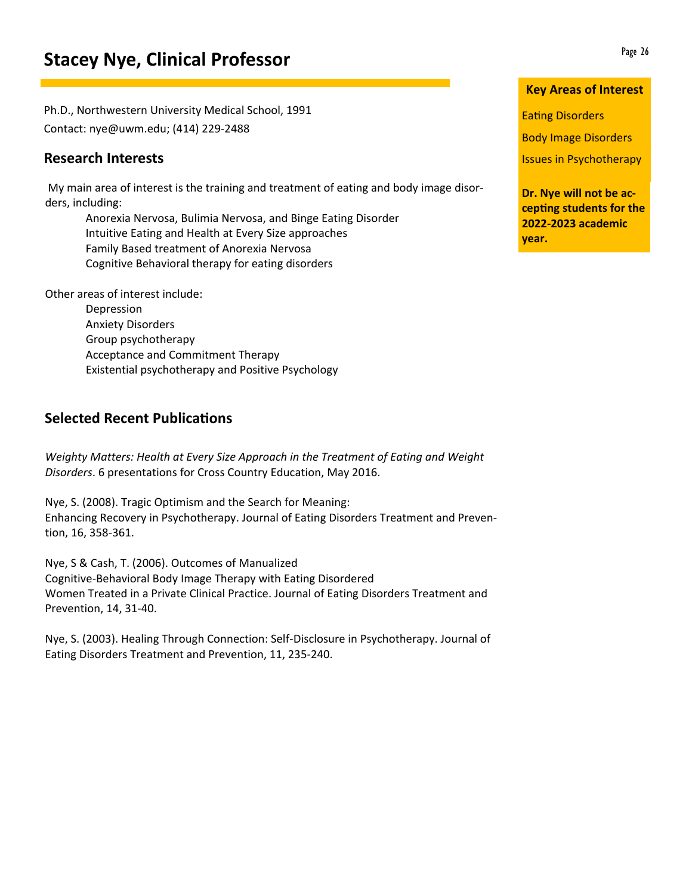# Stacey Nye, Clinical Professor

Ph.D., Northwestern University Medical School, 1991

Contact: nye@uwm.edu; (414) 229-2488

## Research Interests

My main area of interest is the training and treatment of eating and body image disorders, including:

- Anorexia Nervosa, Bulimia Nervosa, and Binge Eating Disorder
- Intuitive Eating and Health at Every Size approaches
- Family Based treatment of Anorexia Nervosa
- Cognitive Behavioral therapy for eating disorders

Other areas of interest include:

- Depression
- Anxiety Disorders
- Group psychotherapy
- Acceptance and Commitment Therapy
- Existential psychotherapy and Positive Psychology

## Selected Recent Publications

*Weighty Matters: Health at Every Size Approach in the Treatment of Eating and Weight Disorders*. 6 presentations for Cross Country Education, May 2016.

Nye, S. (2008). Tragic Optimism and the Search for Meaning: Enhancing Recovery in Psychotherapy. Journal of Eating Disorders Treatment and Prevention, 16, 358-361.

Nye, S & Cash, T. (2006). Outcomes of Manualized Cognitive-Behavioral Body Image Therapy with Eating Disordered Women Treated in a Private Clinical Practice. Journal of Eating Disorders Treatment and Prevention, 14, 31-40.

Nye, S. (2003). Healing Through Connection: Self-Disclosure in Psychotherapy. Journal of Eating Disorders Treatment and Prevention, 11, 235-240.

### Key Areas of Interest

- Eating Disorders
- Body Image Disorders
- Issues in Psychotherapy

**Dr. Nye will not be accepting students for the 2022-2023 academic year.**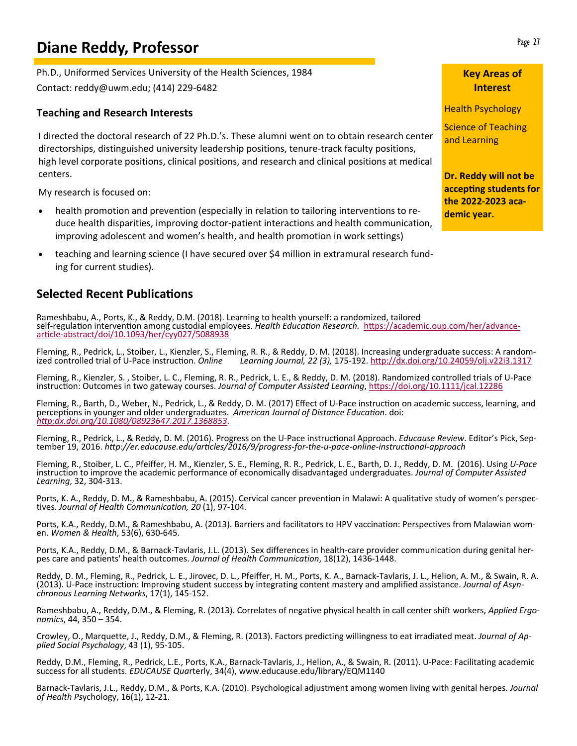# Diane Reddy, Professor

Ph.D., Uniformed Services University of the Health Sciences, 1984

Contact: reddy@uwm.edu; (414) 229-6482

### Key Areas of Interest

Health Psychology

Science of Teaching and Learning

**Dr. Reddy will not be accepting students for the 2022-2023 academic year.**

### Teaching and Research Interests

I directed the doctoral research of 22 Ph.D.'s. These alumni went on to obtain research center directorships, distinguished university leadership positions, tenure-track faculty positions, high level corporate positions, clinical positions, and research and clinical positions at medical centers.

My research is focused on:

- health promotion and prevention (especially in relation to tailoring interventions to reduce health disparities, improving doctor-patient interactions and health communication, improving adolescent and women's health, and health promotion in work settings)
- teaching and learning science (I have secured over $4 million in extramural research funding for current studies).

## Selected Recent Publications

Rameshbabu, A., Ports, K., & Reddy, D.M. (2018). Learning to health yourself: a randomized, tailored self-regulation intervention among custodial employees. *Health Education Research.* https://academic.oup.com/her/advance-article-abstract/doi/10.1093/her/cyy027/5088938

Fleming, R., Pedrick, L., Stoiber, L., Kienzler, S., Fleming, R. R., & Reddy, D. M. (2018). Increasing undergraduate success: A randomized controlled trial of U-Pace instruction. *Online Learning Journal, 22 (3),* 175-192. http://dx.doi.org/10.24059/olj.v22i3.1317

Fleming, R., Kienzler, S. , Stoiber, L. C., Fleming, R. R., Pedrick, L. E., & Reddy, D. M. (2018). Randomized controlled trials of U-Pace instruction: Outcomes in two gateway courses. *Journal of Computer Assisted Learning*, https://doi.org/10.1111/jcal.12286

Fleming, R., Barth, D., Weber, N., Pedrick, L., & Reddy, D. M. (2017) Effect of U-Pace instruction on academic success, learning, and perceptions in younger and older undergraduates. *American Journal of Distance Education*. doi: *http:dx.doi.org/10.1080/08923647.2017.1368853*.

Fleming, R., Pedrick, L., & Reddy, D. M. (2016). Progress on the U-Pace instructional Approach. *Educause Review*. Editor's Pick, September 19, 2016. *http://er.educause.edu/articles/2016/9/progress-for-the-u-pace-online-instructional-approach*

Fleming, R., Stoiber, L. C., Pfeiffer, H. M., Kienzler, S. E., Fleming, R. R., Pedrick, L. E., Barth, D. J., Reddy, D. M. (2016). Using *U-Pace* instruction to improve the academic performance of economically disadvantaged undergraduates. *Journal of Computer Assisted Learning*, 32, 304-313.

Ports, K. A., Reddy, D. M**.**, & Rameshbabu, A. (2015). Cervical cancer prevention in Malawi: A qualitative study of women's perspectives. *Journal of Health Communication, 20* (1), 97-104.

Ports, K.A., Reddy, D.M., & Rameshbabu, A. (2013). Barriers and facilitators to HPV vaccination: Perspectives from Malawian women. *Women & Health*, 53(6), 630-645.

Ports, K.A., Reddy, D.M., & Barnack-Tavlaris, J.L. (2013). Sex differences in health-care provider communication during genital herpes care and patients' health outcomes. *Journal of Health Communication*, 18(12), 1436-1448.

Reddy, D. M., Fleming, R., Pedrick, L. E., Jirovec, D. L., Pfeiffer, H. M., Ports, K. A., Barnack-Tavlaris, J. L., Helion, A. M., & Swain, R. A. (2013). U-Pace instruction: Improving student success by integrating content mastery and amplified assistance. *Journal of Asynchronous Learning Networks*, 17(1), 145-152.

Rameshbabu, A., Reddy, D.M., & Fleming, R. (2013). Correlates of negative physical health in call center shift workers, *Applied Ergonomics*, 44, 350 – 354.

Crowley, O., Marquette, J., Reddy, D.M., & Fleming, R. (2013). Factors predicting willingness to eat irradiated meat. *Journal of Applied Social Psychology*, 43 (1), 95-105.

Reddy, D.M., Fleming, R., Pedrick, L.E., Ports, K.A., Barnack-Tavlaris, J., Helion, A., & Swain, R. (2011). U-Pace: Facilitating academic success for all students. *EDUCAUSE Qua*rterly, 34(4), www.educause.edu/library/EQM1140

Barnack-Tavlaris, J.L., Reddy, D.M., & Ports, K.A. (2010). Psychological adjustment among women living with genital herpes. *Journal of Health Ps*ychology, 16(1), 12-21.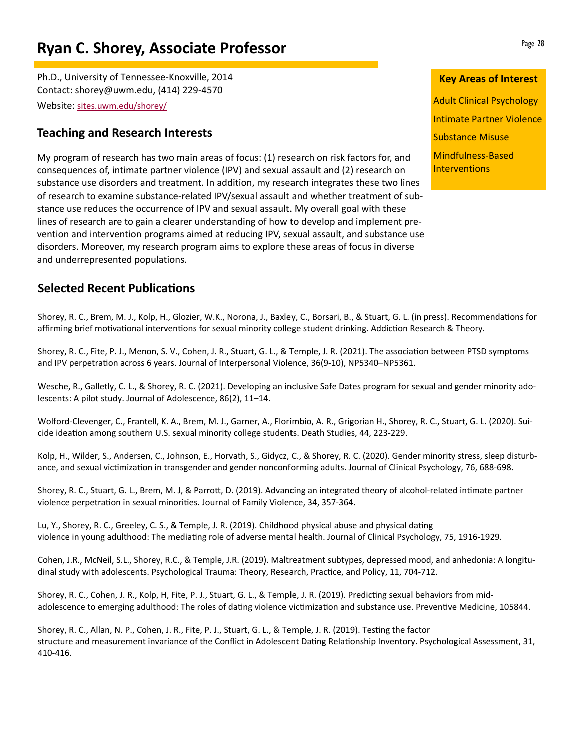# Ryan C. Shorey, Associate Professor

Ph.D., University of Tennessee-Knoxville, 2014
Contact: shorey@uwm.edu, (414) 229-4570
Website: sites.uwm.edu/shorey/

**Key Areas of Interest**

Adult Clinical Psychology

Intimate Partner Violence

Substance Misuse

Mindfulness-Based Interventions

## Teaching and Research Interests

My program of research has two main areas of focus: (1) research on risk factors for, and consequences of, intimate partner violence (IPV) and sexual assault and (2) research on substance use disorders and treatment. In addition, my research integrates these two lines of research to examine substance-related IPV/sexual assault and whether treatment of substance use reduces the occurrence of IPV and sexual assault. My overall goal with these lines of research are to gain a clearer understanding of how to develop and implement prevention and intervention programs aimed at reducing IPV, sexual assault, and substance use disorders. Moreover, my research program aims to explore these areas of focus in diverse and underrepresented populations.

## Selected Recent Publications

Shorey, R. C., Brem, M. J., Kolp, H., Glozier, W.K., Norona, J., Baxley, C., Borsari, B., & Stuart, G. L. (in press). Recommendations for affirming brief motivational interventions for sexual minority college student drinking. Addiction Research & Theory.

Shorey, R. C., Fite, P. J., Menon, S. V., Cohen, J. R., Stuart, G. L., & Temple, J. R. (2021). The association between PTSD symptoms and IPV perpetration across 6 years. Journal of Interpersonal Violence, 36(9-10), NP5340–NP5361.

Wesche, R., Galletly, C. L., & Shorey, R. C. (2021). Developing an inclusive Safe Dates program for sexual and gender minority adolescents: A pilot study. Journal of Adolescence, 86(2), 11–14.

Wolford-Clevenger, C., Frantell, K. A., Brem, M. J., Garner, A., Florimbio, A. R., Grigorian H., Shorey, R. C., Stuart, G. L. (2020). Suicide ideation among southern U.S. sexual minority college students. Death Studies, 44, 223-229.

Kolp, H., Wilder, S., Andersen, C., Johnson, E., Horvath, S., Gidycz, C., & Shorey, R. C. (2020). Gender minority stress, sleep disturbance, and sexual victimization in transgender and gender nonconforming adults. Journal of Clinical Psychology, 76, 688-698.

Shorey, R. C., Stuart, G. L., Brem, M. J, & Parrott, D. (2019). Advancing an integrated theory of alcohol-related intimate partner violence perpetration in sexual minorities. Journal of Family Violence, 34, 357-364.

Lu, Y., Shorey, R. C., Greeley, C. S., & Temple, J. R. (2019). Childhood physical abuse and physical dating violence in young adulthood: The mediating role of adverse mental health. Journal of Clinical Psychology, 75, 1916-1929.

Cohen, J.R., McNeil, S.L., Shorey, R.C., & Temple, J.R. (2019). Maltreatment subtypes, depressed mood, and anhedonia: A longitudinal study with adolescents. Psychological Trauma: Theory, Research, Practice, and Policy, 11, 704-712.

Shorey, R. C., Cohen, J. R., Kolp, H, Fite, P. J., Stuart, G. L., & Temple, J. R. (2019). Predicting sexual behaviors from mid-adolescence to emerging adulthood: The roles of dating violence victimization and substance use. Preventive Medicine, 105844.

Shorey, R. C., Allan, N. P., Cohen, J. R., Fite, P. J., Stuart, G. L., & Temple, J. R. (2019). Testing the factor structure and measurement invariance of the Conflict in Adolescent Dating Relationship Inventory. Psychological Assessment, 31, 410-416.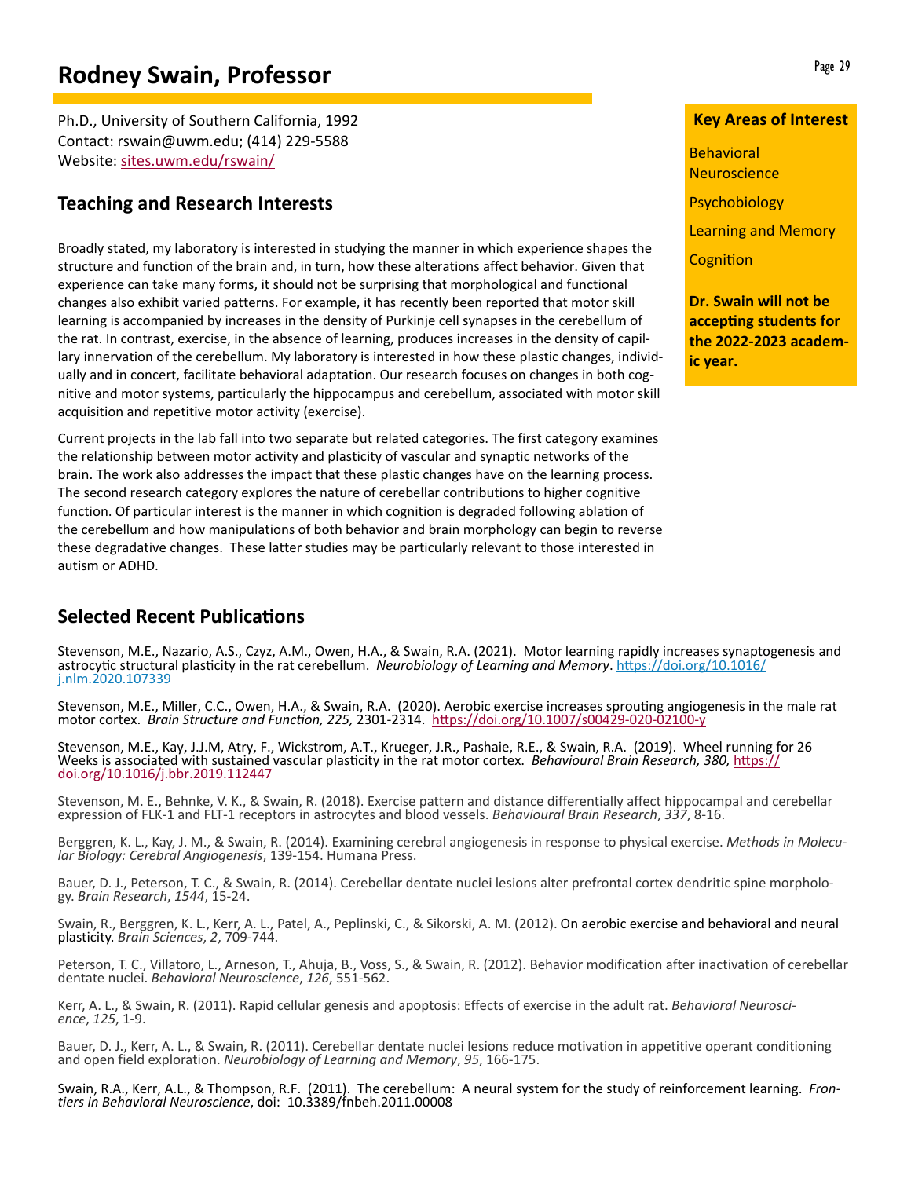# Rodney Swain, Professor

Ph.D., University of Southern California, 1992
Contact: rswain@uwm.edu; (414) 229-5588
Website: sites.uwm.edu/rswain/

## Teaching and Research Interests

Broadly stated, my laboratory is interested in studying the manner in which experience shapes the structure and function of the brain and, in turn, how these alterations affect behavior. Given that experience can take many forms, it should not be surprising that morphological and functional changes also exhibit varied patterns. For example, it has recently been reported that motor skill learning is accompanied by increases in the density of Purkinje cell synapses in the cerebellum of the rat. In contrast, exercise, in the absence of learning, produces increases in the density of capillary innervation of the cerebellum. My laboratory is interested in how these plastic changes, individually and in concert, facilitate behavioral adaptation. Our research focuses on changes in both cognitive and motor systems, particularly the hippocampus and cerebellum, associated with motor skill acquisition and repetitive motor activity (exercise).

Current projects in the lab fall into two separate but related categories. The first category examines the relationship between motor activity and plasticity of vascular and synaptic networks of the brain. The work also addresses the impact that these plastic changes have on the learning process. The second research category explores the nature of cerebellar contributions to higher cognitive function. Of particular interest is the manner in which cognition is degraded following ablation of the cerebellum and how manipulations of both behavior and brain morphology can begin to reverse these degradative changes. These latter studies may be particularly relevant to those interested in autism or ADHD.

### Key Areas of Interest

Behavioral Neuroscience

Psychobiology

Learning and Memory

Cognition

**Dr. Swain will not be accepting students for the 2022-2023 academic year.**

## Selected Recent Publications

Stevenson, M.E., Nazario, A.S., Czyz, A.M., Owen, H.A., & Swain, R.A. (2021). Motor learning rapidly increases synaptogenesis and astrocytic structural plasticity in the rat cerebellum. *Neurobiology of Learning and Memory*. https://doi.org/10.1016/j.nlm.2020.107339

Stevenson, M.E., Miller, C.C., Owen, H.A., & Swain, R.A. (2020). Aerobic exercise increases sprouting angiogenesis in the male rat motor cortex. *Brain Structure and Function, 225,* 2301-2314. https://doi.org/10.1007/s00429-020-02100-y

Stevenson, M.E., Kay, J.J.M, Atry, F., Wickstrom, A.T., Krueger, J.R., Pashaie, R.E., & Swain, R.A. (2019). Wheel running for 26 Weeks is associated with sustained vascular plasticity in the rat motor cortex. *Behavioural Brain Research, 380,* https://doi.org/10.1016/j.bbr.2019.112447

Stevenson, M. E., Behnke, V. K., & Swain, R. (2018). Exercise pattern and distance differentially affect hippocampal and cerebellar expression of FLK-1 and FLT-1 receptors in astrocytes and blood vessels. *Behavioural Brain Research*, *337*, 8-16.

Berggren, K. L., Kay, J. M., & Swain, R. (2014). Examining cerebral angiogenesis in response to physical exercise. *Methods in Molecular Biology: Cerebral Angiogenesis*, 139-154. Humana Press.

Bauer, D. J., Peterson, T. C., & Swain, R. (2014). Cerebellar dentate nuclei lesions alter prefrontal cortex dendritic spine morphology. *Brain Research*, *1544*, 15-24.

Swain, R., Berggren, K. L., Kerr, A. L., Patel, A., Peplinski, C., & Sikorski, A. M. (2012). On aerobic exercise and behavioral and neural plasticity. *Brain Sciences*, *2*, 709-744.

Peterson, T. C., Villatoro, L., Arneson, T., Ahuja, B., Voss, S., & Swain, R. (2012). Behavior modification after inactivation of cerebellar dentate nuclei. *Behavioral Neuroscience*, *126*, 551-562.

Kerr, A. L., & Swain, R. (2011). Rapid cellular genesis and apoptosis: Effects of exercise in the adult rat. *Behavioral Neuroscience*, *125*, 1-9.

Bauer, D. J., Kerr, A. L., & Swain, R. (2011). Cerebellar dentate nuclei lesions reduce motivation in appetitive operant conditioning and open field exploration. *Neurobiology of Learning and Memory*, *95*, 166-175.

Swain, R.A., Kerr, A.L., & Thompson, R.F. (2011). The cerebellum: A neural system for the study of reinforcement learning. *Frontiers in Behavioral Neuroscience*, doi: 10.3389/fnbeh.2011.00008